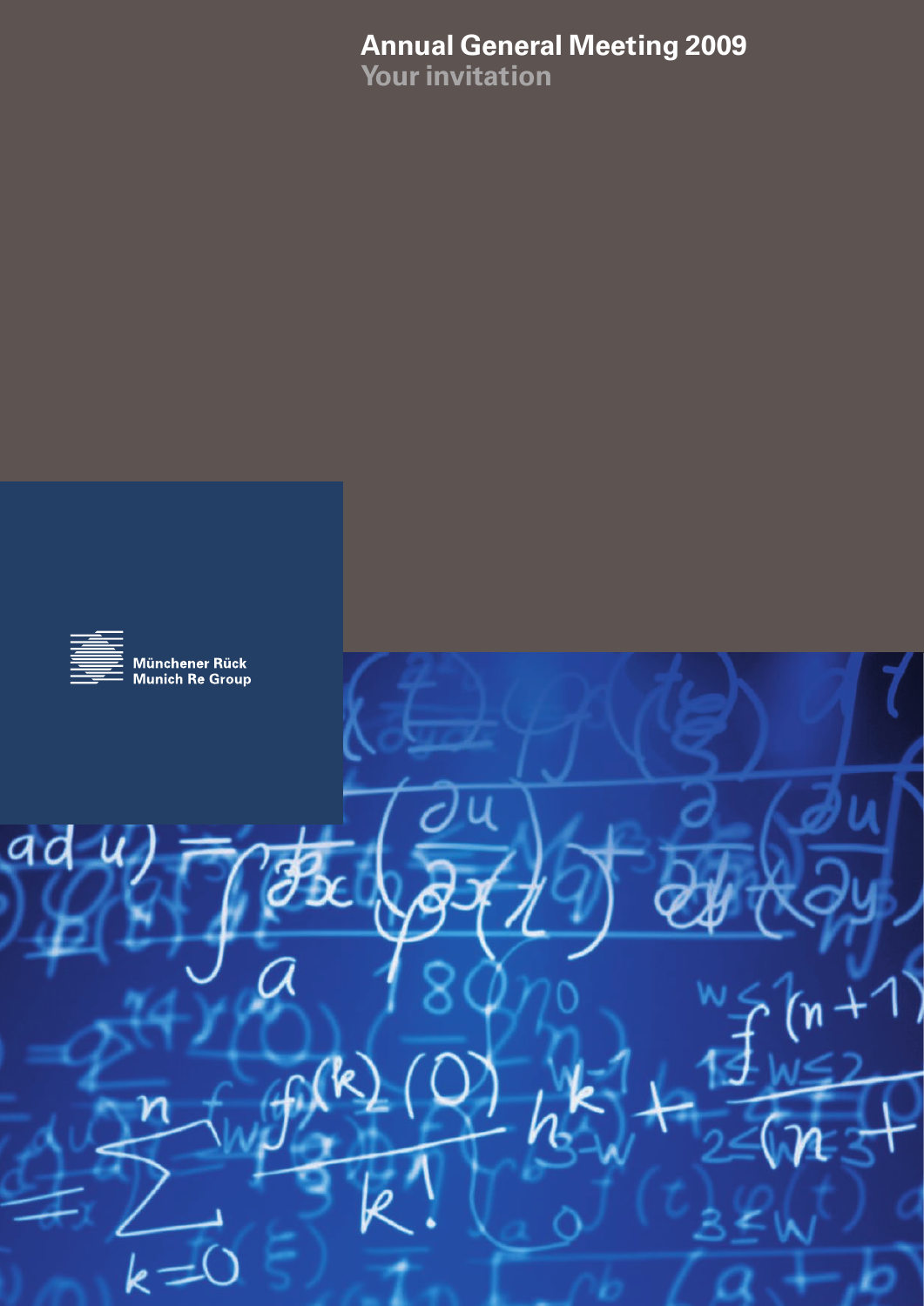# Annual General Meeting 2009

## Your invitation

Münchener Rück
Munich Re Group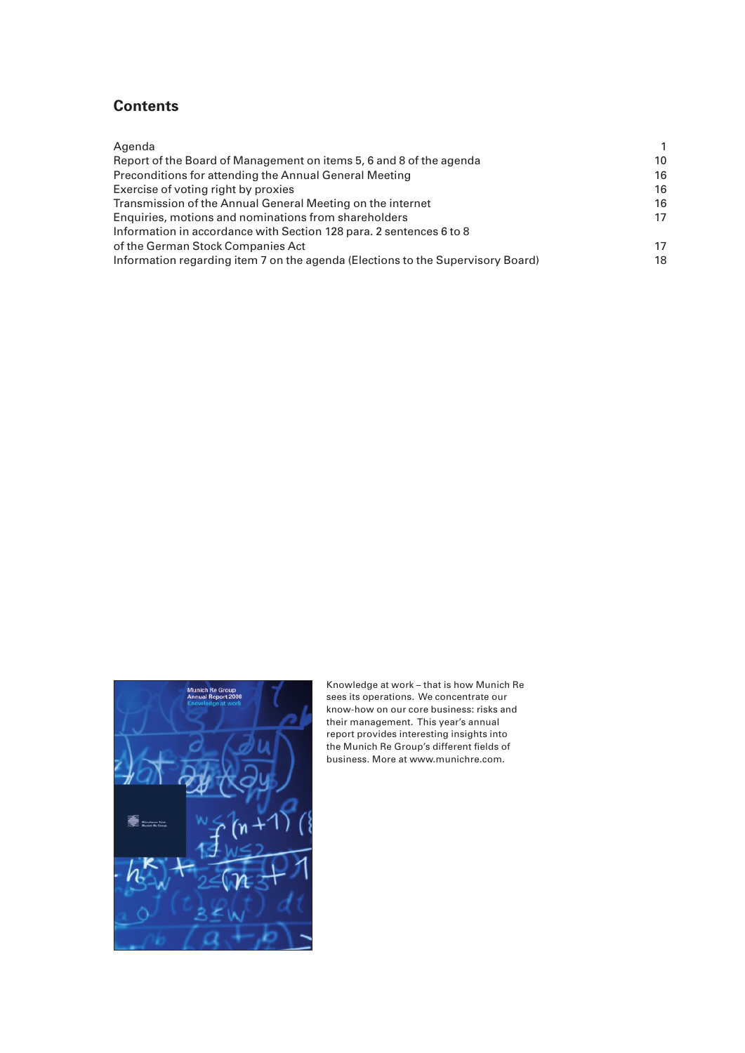## Contents

| | |
|---|---|
| Agenda | 1 |
| Report of the Board of Management on items 5, 6 and 8 of the agenda | 10 |
| Preconditions for attending the Annual General Meeting | 16 |
| Exercise of voting right by proxies | 16 |
| Transmission of the Annual General Meeting on the internet | 16 |
| Enquiries, motions and nominations from shareholders | 17 |
| Information in accordance with Section 128 para. 2 sentences 6 to 8 of the German Stock Companies Act | 17 |
| Information regarding item 7 on the agenda (Elections to the Supervisory Board) | 18 |

Knowledge at work – that is how Munich Re sees its operations. We concentrate our know-how on our core business: risks and their management. This year's annual report provides interesting insights into the Munich Re Group's different fields of business. More at www.munichre.com.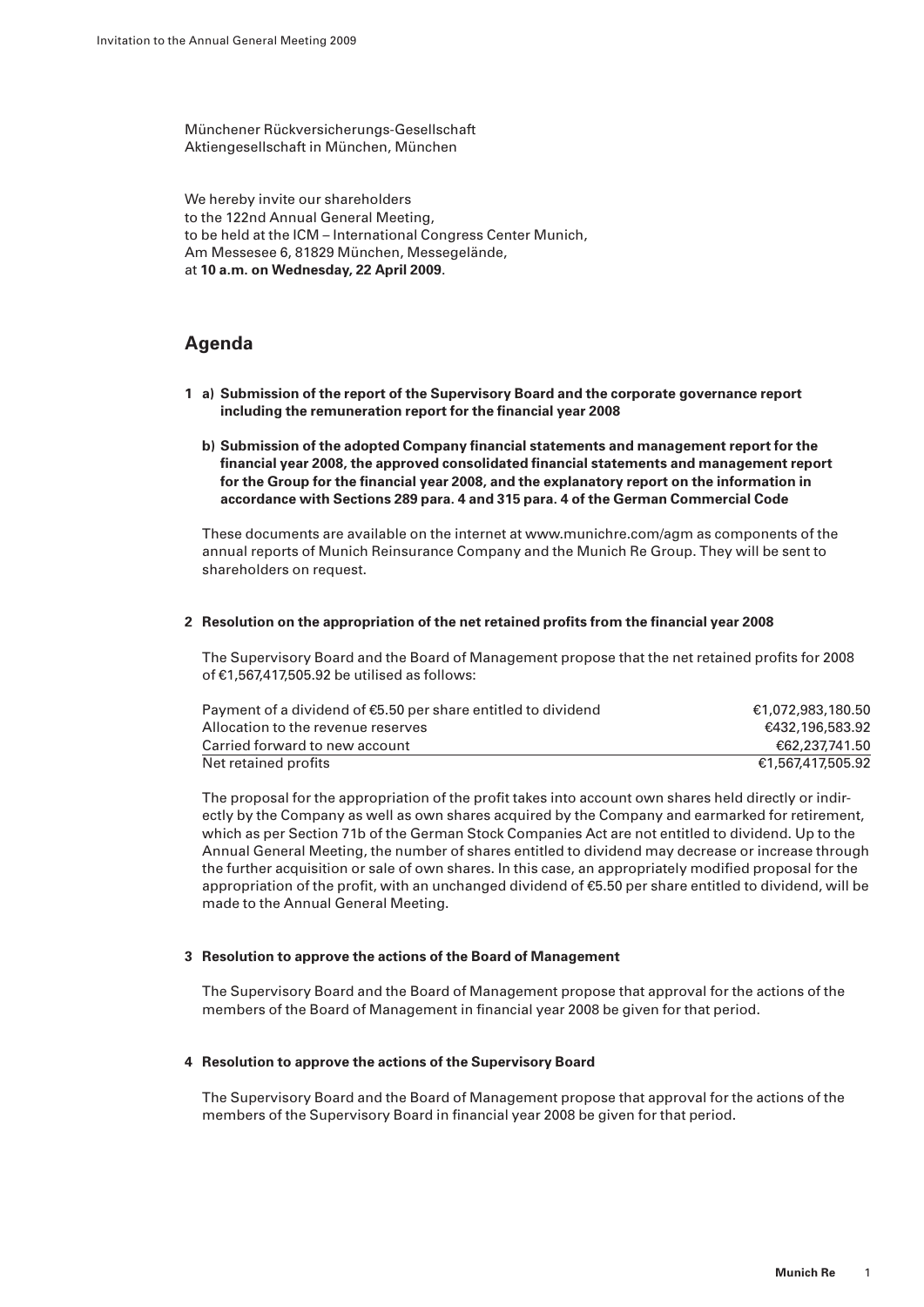Münchener Rückversicherungs-Gesellschaft
Aktiengesellschaft in München, München

We hereby invite our shareholders
to the 122nd Annual General Meeting,
to be held at the ICM – International Congress Center Munich,
Am Messesee 6, 81829 München, Messegelände,
at **10 a.m. on Wednesday, 22 April 2009**.

## Agenda

**1 a) Submission of the report of the Supervisory Board and the corporate governance report including the remuneration report for the financial year 2008**

**b) Submission of the adopted Company financial statements and management report for the financial year 2008, the approved consolidated financial statements and management report for the Group for the financial year 2008, and the explanatory report on the information in accordance with Sections 289 para. 4 and 315 para. 4 of the German Commercial Code**

These documents are available on the internet at www.munichre.com/agm as components of the annual reports of Munich Reinsurance Company and the Munich Re Group. They will be sent to shareholders on request.

**2 Resolution on the appropriation of the net retained profits from the financial year 2008**

The Supervisory Board and the Board of Management propose that the net retained profits for 2008 of €1,567,417,505.92 be utilised as follows:

| | |
|---|---|
| Payment of a dividend of €5.50 per share entitled to dividend | €1,072,983,180.50 |
| Allocation to the revenue reserves | €432,196,583.92 |
| Carried forward to new account | €62,237,741.50 |
| Net retained profits | €1,567,417,505.92 |

The proposal for the appropriation of the profit takes into account own shares held directly or indirectly by the Company as well as own shares acquired by the Company and earmarked for retirement, which as per Section 71b of the German Stock Companies Act are not entitled to dividend. Up to the Annual General Meeting, the number of shares entitled to dividend may decrease or increase through the further acquisition or sale of own shares. In this case, an appropriately modified proposal for the appropriation of the profit, with an unchanged dividend of €5.50 per share entitled to dividend, will be made to the Annual General Meeting.

**3 Resolution to approve the actions of the Board of Management**

The Supervisory Board and the Board of Management propose that approval for the actions of the members of the Board of Management in financial year 2008 be given for that period.

**4 Resolution to approve the actions of the Supervisory Board**

The Supervisory Board and the Board of Management propose that approval for the actions of the members of the Supervisory Board in financial year 2008 be given for that period.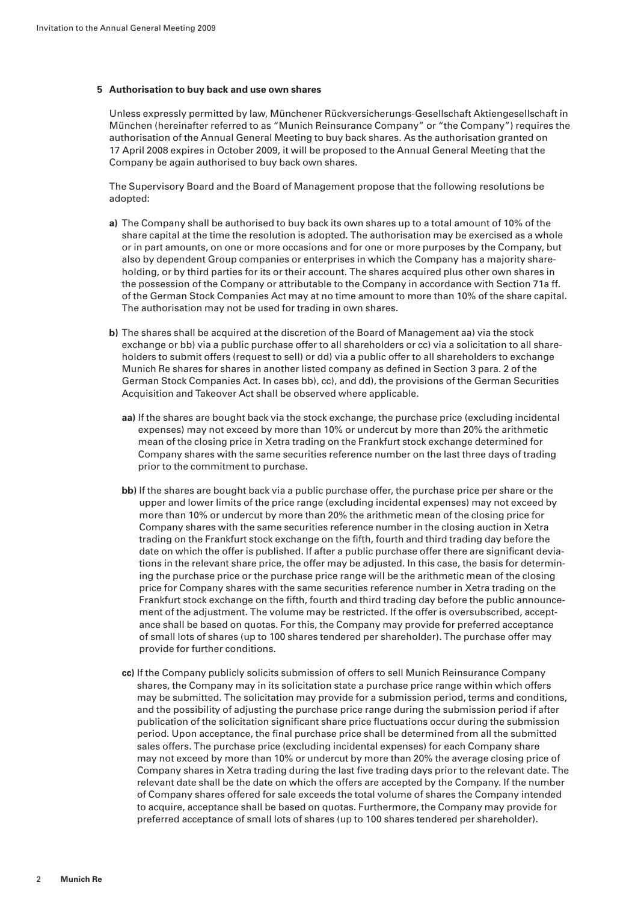## 5 Authorisation to buy back and use own shares

Unless expressly permitted by law, Münchener Rückversicherungs-Gesellschaft Aktiengesellschaft in München (hereinafter referred to as "Munich Reinsurance Company" or "the Company") requires the authorisation of the Annual General Meeting to buy back shares. As the authorisation granted on 17 April 2008 expires in October 2009, it will be proposed to the Annual General Meeting that the Company be again authorised to buy back own shares.

The Supervisory Board and the Board of Management propose that the following resolutions be adopted:

**a)** The Company shall be authorised to buy back its own shares up to a total amount of 10% of the share capital at the time the resolution is adopted. The authorisation may be exercised as a whole or in part amounts, on one or more occasions and for one or more purposes by the Company, but also by dependent Group companies or enterprises in which the Company has a majority shareholding, or by third parties for its or their account. The shares acquired plus other own shares in the possession of the Company or attributable to the Company in accordance with Section 71a ff. of the German Stock Companies Act may at no time amount to more than 10% of the share capital. The authorisation may not be used for trading in own shares.

**b)** The shares shall be acquired at the discretion of the Board of Management aa) via the stock exchange or bb) via a public purchase offer to all shareholders or cc) via a solicitation to all shareholders to submit offers (request to sell) or dd) via a public offer to all shareholders to exchange Munich Re shares for shares in another listed company as defined in Section 3 para. 2 of the German Stock Companies Act. In cases bb), cc), and dd), the provisions of the German Securities Acquisition and Takeover Act shall be observed where applicable.

**aa)** If the shares are bought back via the stock exchange, the purchase price (excluding incidental expenses) may not exceed by more than 10% or undercut by more than 20% the arithmetic mean of the closing price in Xetra trading on the Frankfurt stock exchange determined for Company shares with the same securities reference number on the last three days of trading prior to the commitment to purchase.

**bb)** If the shares are bought back via a public purchase offer, the purchase price per share or the upper and lower limits of the price range (excluding incidental expenses) may not exceed by more than 10% or undercut by more than 20% the arithmetic mean of the closing price for Company shares with the same securities reference number in the closing auction in Xetra trading on the Frankfurt stock exchange on the fifth, fourth and third trading day before the date on which the offer is published. If after a public purchase offer there are significant deviations in the relevant share price, the offer may be adjusted. In this case, the basis for determining the purchase price or the purchase price range will be the arithmetic mean of the closing price for Company shares with the same securities reference number in Xetra trading on the Frankfurt stock exchange on the fifth, fourth and third trading day before the public announcement of the adjustment. The volume may be restricted. If the offer is oversubscribed, acceptance shall be based on quotas. For this, the Company may provide for preferred acceptance of small lots of shares (up to 100 shares tendered per shareholder). The purchase offer may provide for further conditions.

**cc)** If the Company publicly solicits submission of offers to sell Munich Reinsurance Company shares, the Company may in its solicitation state a purchase price range within which offers may be submitted. The solicitation may provide for a submission period, terms and conditions, and the possibility of adjusting the purchase price range during the submission period if after publication of the solicitation significant share price fluctuations occur during the submission period. Upon acceptance, the final purchase price shall be determined from all the submitted sales offers. The purchase price (excluding incidental expenses) for each Company share may not exceed by more than 10% or undercut by more than 20% the average closing price of Company shares in Xetra trading during the last five trading days prior to the relevant date. The relevant date shall be the date on which the offers are accepted by the Company. If the number of Company shares offered for sale exceeds the total volume of shares the Company intended to acquire, acceptance shall be based on quotas. Furthermore, the Company may provide for preferred acceptance of small lots of shares (up to 100 shares tendered per shareholder).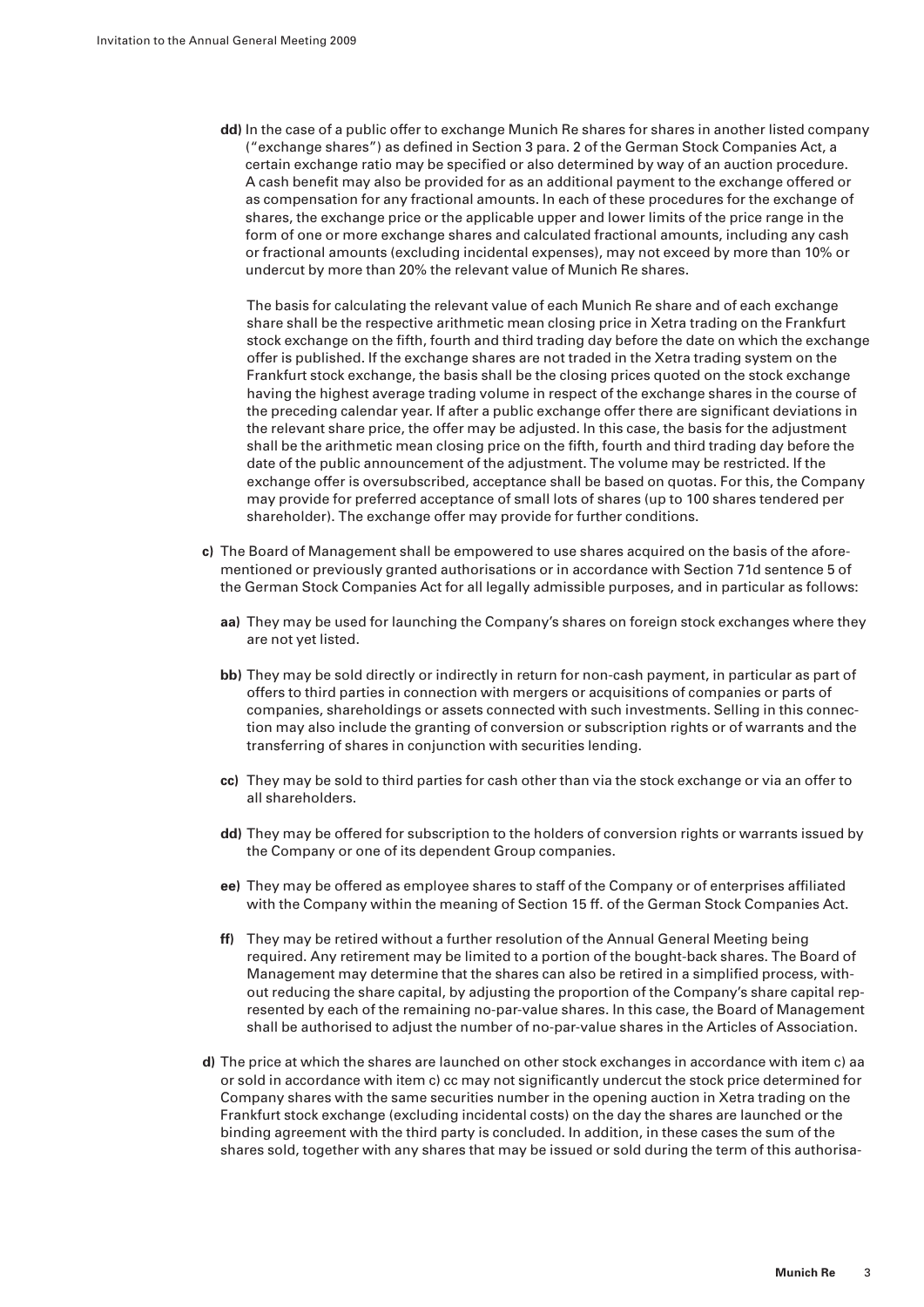**dd)** In the case of a public offer to exchange Munich Re shares for shares in another listed company ("exchange shares") as defined in Section 3 para. 2 of the German Stock Companies Act, a certain exchange ratio may be specified or also determined by way of an auction procedure. A cash benefit may also be provided for as an additional payment to the exchange offered or as compensation for any fractional amounts. In each of these procedures for the exchange of shares, the exchange price or the applicable upper and lower limits of the price range in the form of one or more exchange shares and calculated fractional amounts, including any cash or fractional amounts (excluding incidental expenses), may not exceed by more than 10% or undercut by more than 20% the relevant value of Munich Re shares.

The basis for calculating the relevant value of each Munich Re share and of each exchange share shall be the respective arithmetic mean closing price in Xetra trading on the Frankfurt stock exchange on the fifth, fourth and third trading day before the date on which the exchange offer is published. If the exchange shares are not traded in the Xetra trading system on the Frankfurt stock exchange, the basis shall be the closing prices quoted on the stock exchange having the highest average trading volume in respect of the exchange shares in the course of the preceding calendar year. If after a public exchange offer there are significant deviations in the relevant share price, the offer may be adjusted. In this case, the basis for the adjustment shall be the arithmetic mean closing price on the fifth, fourth and third trading day before the date of the public announcement of the adjustment. The volume may be restricted. If the exchange offer is oversubscribed, acceptance shall be based on quotas. For this, the Company may provide for preferred acceptance of small lots of shares (up to 100 shares tendered per shareholder). The exchange offer may provide for further conditions.

**c)** The Board of Management shall be empowered to use shares acquired on the basis of the aforementioned or previously granted authorisations or in accordance with Section 71d sentence 5 of the German Stock Companies Act for all legally admissible purposes, and in particular as follows:

**aa)** They may be used for launching the Company's shares on foreign stock exchanges where they are not yet listed.

**bb)** They may be sold directly or indirectly in return for non-cash payment, in particular as part of offers to third parties in connection with mergers or acquisitions of companies or parts of companies, shareholdings or assets connected with such investments. Selling in this connection may also include the granting of conversion or subscription rights or of warrants and the transferring of shares in conjunction with securities lending.

**cc)** They may be sold to third parties for cash other than via the stock exchange or via an offer to all shareholders.

**dd)** They may be offered for subscription to the holders of conversion rights or warrants issued by the Company or one of its dependent Group companies.

**ee)** They may be offered as employee shares to staff of the Company or of enterprises affiliated with the Company within the meaning of Section 15 ff. of the German Stock Companies Act.

**ff)** They may be retired without a further resolution of the Annual General Meeting being required. Any retirement may be limited to a portion of the bought-back shares. The Board of Management may determine that the shares can also be retired in a simplified process, without reducing the share capital, by adjusting the proportion of the Company's share capital represented by each of the remaining no-par-value shares. In this case, the Board of Management shall be authorised to adjust the number of no-par-value shares in the Articles of Association.

**d)** The price at which the shares are launched on other stock exchanges in accordance with item c) aa or sold in accordance with item c) cc may not significantly undercut the stock price determined for Company shares with the same securities number in the opening auction in Xetra trading on the Frankfurt stock exchange (excluding incidental costs) on the day the shares are launched or the binding agreement with the third party is concluded. In addition, in these cases the sum of the shares sold, together with any shares that may be issued or sold during the term of this authorisa-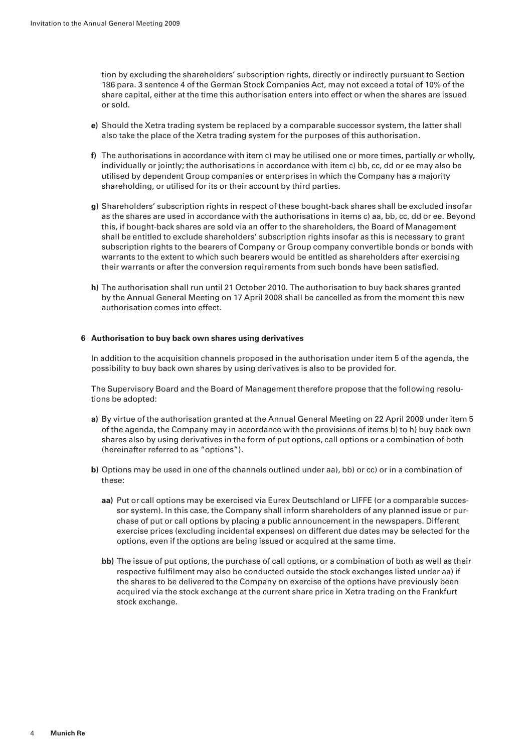tion by excluding the shareholders' subscription rights, directly or indirectly pursuant to Section 186 para. 3 sentence 4 of the German Stock Companies Act, may not exceed a total of 10% of the share capital, either at the time this authorisation enters into effect or when the shares are issued or sold.

**e)** Should the Xetra trading system be replaced by a comparable successor system, the latter shall also take the place of the Xetra trading system for the purposes of this authorisation.

**f)** The authorisations in accordance with item c) may be utilised one or more times, partially or wholly, individually or jointly; the authorisations in accordance with item c) bb, cc, dd or ee may also be utilised by dependent Group companies or enterprises in which the Company has a majority shareholding, or utilised for its or their account by third parties.

**g)** Shareholders' subscription rights in respect of these bought-back shares shall be excluded insofar as the shares are used in accordance with the authorisations in items c) aa, bb, cc, dd or ee. Beyond this, if bought-back shares are sold via an offer to the shareholders, the Board of Management shall be entitled to exclude shareholders' subscription rights insofar as this is necessary to grant subscription rights to the bearers of Company or Group company convertible bonds or bonds with warrants to the extent to which such bearers would be entitled as shareholders after exercising their warrants or after the conversion requirements from such bonds have been satisfied.

**h)** The authorisation shall run until 21 October 2010. The authorisation to buy back shares granted by the Annual General Meeting on 17 April 2008 shall be cancelled as from the moment this new authorisation comes into effect.

## 6 Authorisation to buy back own shares using derivatives

In addition to the acquisition channels proposed in the authorisation under item 5 of the agenda, the possibility to buy back own shares by using derivatives is also to be provided for.

The Supervisory Board and the Board of Management therefore propose that the following resolutions be adopted:

**a)** By virtue of the authorisation granted at the Annual General Meeting on 22 April 2009 under item 5 of the agenda, the Company may in accordance with the provisions of items b) to h) buy back own shares also by using derivatives in the form of put options, call options or a combination of both (hereinafter referred to as "options").

**b)** Options may be used in one of the channels outlined under aa), bb) or cc) or in a combination of these:

- **aa)** Put or call options may be exercised via Eurex Deutschland or LIFFE (or a comparable successor system). In this case, the Company shall inform shareholders of any planned issue or purchase of put or call options by placing a public announcement in the newspapers. Different exercise prices (excluding incidental expenses) on different due dates may be selected for the options, even if the options are being issued or acquired at the same time.

- **bb)** The issue of put options, the purchase of call options, or a combination of both as well as their respective fulfilment may also be conducted outside the stock exchanges listed under aa) if the shares to be delivered to the Company on exercise of the options have previously been acquired via the stock exchange at the current share price in Xetra trading on the Frankfurt stock exchange.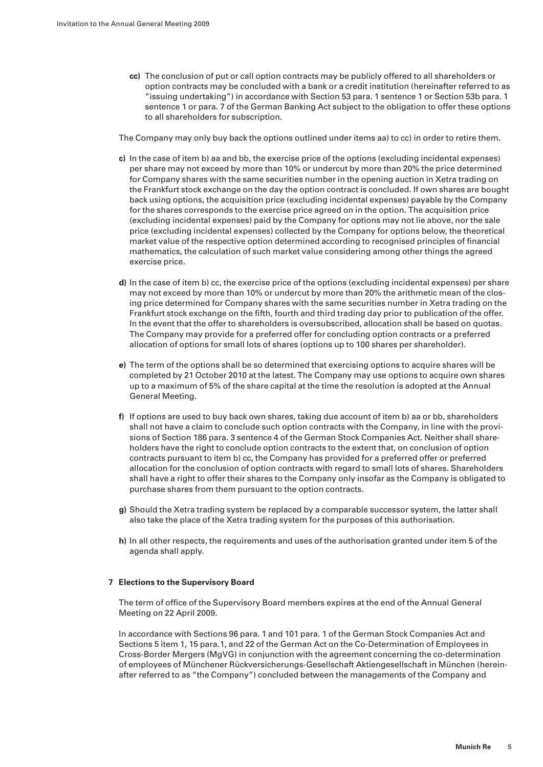**cc)** The conclusion of put or call option contracts may be publicly offered to all shareholders or option contracts may be concluded with a bank or a credit institution (hereinafter referred to as "issuing undertaking") in accordance with Section 53 para. 1 sentence 1 or Section 53b para. 1 sentence 1 or para. 7 of the German Banking Act subject to the obligation to offer these options to all shareholders for subscription.

The Company may only buy back the options outlined under items aa) to cc) in order to retire them.

**c)** In the case of item b) aa and bb, the exercise price of the options (excluding incidental expenses) per share may not exceed by more than 10% or undercut by more than 20% the price determined for Company shares with the same securities number in the opening auction in Xetra trading on the Frankfurt stock exchange on the day the option contract is concluded. If own shares are bought back using options, the acquisition price (excluding incidental expenses) payable by the Company for the shares corresponds to the exercise price agreed on in the option. The acquisition price (excluding incidental expenses) paid by the Company for options may not lie above, nor the sale price (excluding incidental expenses) collected by the Company for options below, the theoretical market value of the respective option determined according to recognised principles of financial mathematics, the calculation of such market value considering among other things the agreed exercise price.

**d)** In the case of item b) cc, the exercise price of the options (excluding incidental expenses) per share may not exceed by more than 10% or undercut by more than 20% the arithmetic mean of the closing price determined for Company shares with the same securities number in Xetra trading on the Frankfurt stock exchange on the fifth, fourth and third trading day prior to publication of the offer. In the event that the offer to shareholders is oversubscribed, allocation shall be based on quotas. The Company may provide for a preferred offer for concluding option contracts or a preferred allocation of options for small lots of shares (options up to 100 shares per shareholder).

**e)** The term of the options shall be so determined that exercising options to acquire shares will be completed by 21 October 2010 at the latest. The Company may use options to acquire own shares up to a maximum of 5% of the share capital at the time the resolution is adopted at the Annual General Meeting.

**f)** If options are used to buy back own shares, taking due account of item b) aa or bb, shareholders shall not have a claim to conclude such option contracts with the Company, in line with the provisions of Section 186 para. 3 sentence 4 of the German Stock Companies Act. Neither shall shareholders have the right to conclude option contracts to the extent that, on conclusion of option contracts pursuant to item b) cc, the Company has provided for a preferred offer or preferred allocation for the conclusion of option contracts with regard to small lots of shares. Shareholders shall have a right to offer their shares to the Company only insofar as the Company is obligated to purchase shares from them pursuant to the option contracts.

**g)** Should the Xetra trading system be replaced by a comparable successor system, the latter shall also take the place of the Xetra trading system for the purposes of this authorisation.

**h)** In all other respects, the requirements and uses of the authorisation granted under item 5 of the agenda shall apply.

## 7 Elections to the Supervisory Board

The term of office of the Supervisory Board members expires at the end of the Annual General Meeting on 22 April 2009.

In accordance with Sections 96 para. 1 and 101 para. 1 of the German Stock Companies Act and Sections 5 item 1, 15 para.1, and 22 of the German Act on the Co-Determination of Employees in Cross-Border Mergers (MgVG) in conjunction with the agreement concerning the co-determination of employees of Münchener Rückversicherungs-Gesellschaft Aktiengesellschaft in München (hereinafter referred to as "the Company") concluded between the managements of the Company and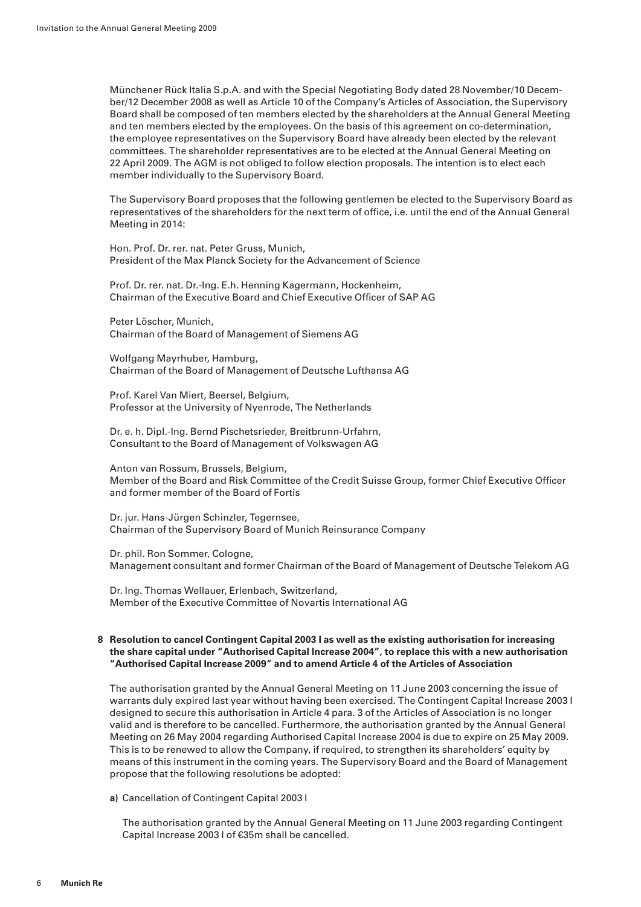Münchener Rück Italia S.p.A. and with the Special Negotiating Body dated 28 November/10 December/12 December 2008 as well as Article 10 of the Company's Articles of Association, the Supervisory Board shall be composed of ten members elected by the shareholders at the Annual General Meeting and ten members elected by the employees. On the basis of this agreement on co-determination, the employee representatives on the Supervisory Board have already been elected by the relevant committees. The shareholder representatives are to be elected at the Annual General Meeting on 22 April 2009. The AGM is not obliged to follow election proposals. The intention is to elect each member individually to the Supervisory Board.

The Supervisory Board proposes that the following gentlemen be elected to the Supervisory Board as representatives of the shareholders for the next term of office, i.e. until the end of the Annual General Meeting in 2014:

Hon. Prof. Dr. rer. nat. Peter Gruss, Munich,
President of the Max Planck Society for the Advancement of Science

Prof. Dr. rer. nat. Dr.-Ing. E.h. Henning Kagermann, Hockenheim,
Chairman of the Executive Board and Chief Executive Officer of SAP AG

Peter Löscher, Munich,
Chairman of the Board of Management of Siemens AG

Wolfgang Mayrhuber, Hamburg,
Chairman of the Board of Management of Deutsche Lufthansa AG

Prof. Karel Van Miert, Beersel, Belgium,
Professor at the University of Nyenrode, The Netherlands

Dr. e. h. Dipl.-Ing. Bernd Pischetsrieder, Breitbrunn-Urfahrn,
Consultant to the Board of Management of Volkswagen AG

Anton van Rossum, Brussels, Belgium,
Member of the Board and Risk Committee of the Credit Suisse Group, former Chief Executive Officer and former member of the Board of Fortis

Dr. jur. Hans-Jürgen Schinzler, Tegernsee,
Chairman of the Supervisory Board of Munich Reinsurance Company

Dr. phil. Ron Sommer, Cologne,
Management consultant and former Chairman of the Board of Management of Deutsche Telekom AG

Dr. Ing. Thomas Wellauer, Erlenbach, Switzerland,
Member of the Executive Committee of Novartis International AG

**8 Resolution to cancel Contingent Capital 2003 I as well as the existing authorisation for increasing the share capital under "Authorised Capital Increase 2004", to replace this with a new authorisation "Authorised Capital Increase 2009" and to amend Article 4 of the Articles of Association**

The authorisation granted by the Annual General Meeting on 11 June 2003 concerning the issue of warrants duly expired last year without having been exercised. The Contingent Capital Increase 2003 I designed to secure this authorisation in Article 4 para. 3 of the Articles of Association is no longer valid and is therefore to be cancelled. Furthermore, the authorisation granted by the Annual General Meeting on 26 May 2004 regarding Authorised Capital Increase 2004 is due to expire on 25 May 2009. This is to be renewed to allow the Company, if required, to strengthen its shareholders' equity by means of this instrument in the coming years. The Supervisory Board and the Board of Management propose that the following resolutions be adopted:

**a)** Cancellation of Contingent Capital 2003 I

The authorisation granted by the Annual General Meeting on 11 June 2003 regarding Contingent Capital Increase 2003 I of €35m shall be cancelled.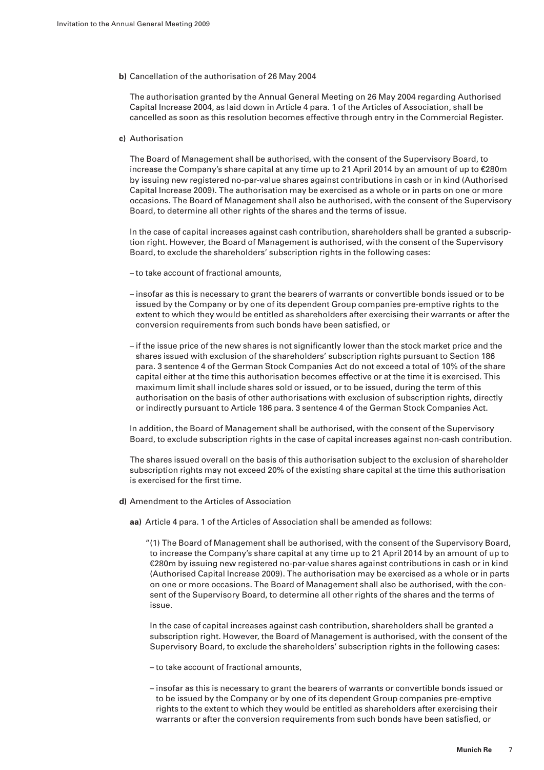**b)** Cancellation of the authorisation of 26 May 2004

The authorisation granted by the Annual General Meeting on 26 May 2004 regarding Authorised Capital Increase 2004, as laid down in Article 4 para. 1 of the Articles of Association, shall be cancelled as soon as this resolution becomes effective through entry in the Commercial Register.

**c)** Authorisation

The Board of Management shall be authorised, with the consent of the Supervisory Board, to increase the Company's share capital at any time up to 21 April 2014 by an amount of up to €280m by issuing new registered no-par-value shares against contributions in cash or in kind (Authorised Capital Increase 2009). The authorisation may be exercised as a whole or in parts on one or more occasions. The Board of Management shall also be authorised, with the consent of the Supervisory Board, to determine all other rights of the shares and the terms of issue.

In the case of capital increases against cash contribution, shareholders shall be granted a subscription right. However, the Board of Management is authorised, with the consent of the Supervisory Board, to exclude the shareholders' subscription rights in the following cases:

– to take account of fractional amounts,

– insofar as this is necessary to grant the bearers of warrants or convertible bonds issued or to be issued by the Company or by one of its dependent Group companies pre-emptive rights to the extent to which they would be entitled as shareholders after exercising their warrants or after the conversion requirements from such bonds have been satisfied, or

– if the issue price of the new shares is not significantly lower than the stock market price and the shares issued with exclusion of the shareholders' subscription rights pursuant to Section 186 para. 3 sentence 4 of the German Stock Companies Act do not exceed a total of 10% of the share capital either at the time this authorisation becomes effective or at the time it is exercised. This maximum limit shall include shares sold or issued, or to be issued, during the term of this authorisation on the basis of other authorisations with exclusion of subscription rights, directly or indirectly pursuant to Article 186 para. 3 sentence 4 of the German Stock Companies Act.

In addition, the Board of Management shall be authorised, with the consent of the Supervisory Board, to exclude subscription rights in the case of capital increases against non-cash contribution.

The shares issued overall on the basis of this authorisation subject to the exclusion of shareholder subscription rights may not exceed 20% of the existing share capital at the time this authorisation is exercised for the first time.

**d)** Amendment to the Articles of Association

**aa)** Article 4 para. 1 of the Articles of Association shall be amended as follows:

"(1) The Board of Management shall be authorised, with the consent of the Supervisory Board, to increase the Company's share capital at any time up to 21 April 2014 by an amount of up to €280m by issuing new registered no-par-value shares against contributions in cash or in kind (Authorised Capital Increase 2009). The authorisation may be exercised as a whole or in parts on one or more occasions. The Board of Management shall also be authorised, with the consent of the Supervisory Board, to determine all other rights of the shares and the terms of issue.

In the case of capital increases against cash contribution, shareholders shall be granted a subscription right. However, the Board of Management is authorised, with the consent of the Supervisory Board, to exclude the shareholders' subscription rights in the following cases:

– to take account of fractional amounts,

– insofar as this is necessary to grant the bearers of warrants or convertible bonds issued or to be issued by the Company or by one of its dependent Group companies pre-emptive rights to the extent to which they would be entitled as shareholders after exercising their warrants or after the conversion requirements from such bonds have been satisfied, or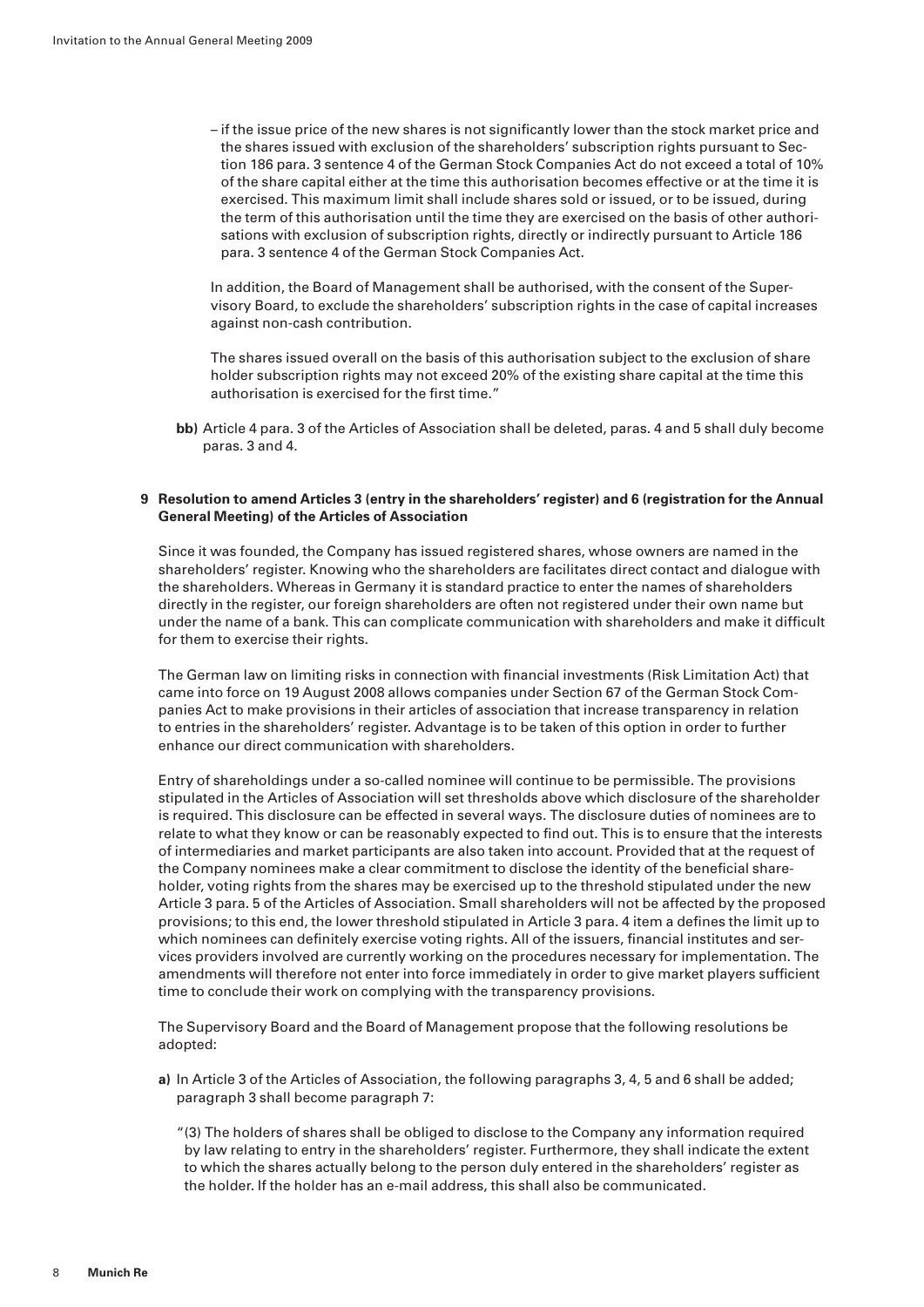– if the issue price of the new shares is not significantly lower than the stock market price and the shares issued with exclusion of the shareholders' subscription rights pursuant to Section 186 para. 3 sentence 4 of the German Stock Companies Act do not exceed a total of 10% of the share capital either at the time this authorisation becomes effective or at the time it is exercised. This maximum limit shall include shares sold or issued, or to be issued, during the term of this authorisation until the time they are exercised on the basis of other authorisations with exclusion of subscription rights, directly or indirectly pursuant to Article 186 para. 3 sentence 4 of the German Stock Companies Act.

In addition, the Board of Management shall be authorised, with the consent of the Supervisory Board, to exclude the shareholders' subscription rights in the case of capital increases against non-cash contribution.

The shares issued overall on the basis of this authorisation subject to the exclusion of share holder subscription rights may not exceed 20% of the existing share capital at the time this authorisation is exercised for the first time."

**bb)** Article 4 para. 3 of the Articles of Association shall be deleted, paras. 4 and 5 shall duly become paras. 3 and 4.

### 9 Resolution to amend Articles 3 (entry in the shareholders' register) and 6 (registration for the Annual General Meeting) of the Articles of Association

Since it was founded, the Company has issued registered shares, whose owners are named in the shareholders' register. Knowing who the shareholders are facilitates direct contact and dialogue with the shareholders. Whereas in Germany it is standard practice to enter the names of shareholders directly in the register, our foreign shareholders are often not registered under their own name but under the name of a bank. This can complicate communication with shareholders and make it difficult for them to exercise their rights.

The German law on limiting risks in connection with financial investments (Risk Limitation Act) that came into force on 19 August 2008 allows companies under Section 67 of the German Stock Companies Act to make provisions in their articles of association that increase transparency in relation to entries in the shareholders' register. Advantage is to be taken of this option in order to further enhance our direct communication with shareholders.

Entry of shareholdings under a so-called nominee will continue to be permissible. The provisions stipulated in the Articles of Association will set thresholds above which disclosure of the shareholder is required. This disclosure can be effected in several ways. The disclosure duties of nominees are to relate to what they know or can be reasonably expected to find out. This is to ensure that the interests of intermediaries and market participants are also taken into account. Provided that at the request of the Company nominees make a clear commitment to disclose the identity of the beneficial shareholder, voting rights from the shares may be exercised up to the threshold stipulated under the new Article 3 para. 5 of the Articles of Association. Small shareholders will not be affected by the proposed provisions; to this end, the lower threshold stipulated in Article 3 para. 4 item a defines the limit up to which nominees can definitely exercise voting rights. All of the issuers, financial institutes and services providers involved are currently working on the procedures necessary for implementation. The amendments will therefore not enter into force immediately in order to give market players sufficient time to conclude their work on complying with the transparency provisions.

The Supervisory Board and the Board of Management propose that the following resolutions be adopted:

**a)** In Article 3 of the Articles of Association, the following paragraphs 3, 4, 5 and 6 shall be added; paragraph 3 shall become paragraph 7:

"(3) The holders of shares shall be obliged to disclose to the Company any information required by law relating to entry in the shareholders' register. Furthermore, they shall indicate the extent to which the shares actually belong to the person duly entered in the shareholders' register as the holder. If the holder has an e-mail address, this shall also be communicated.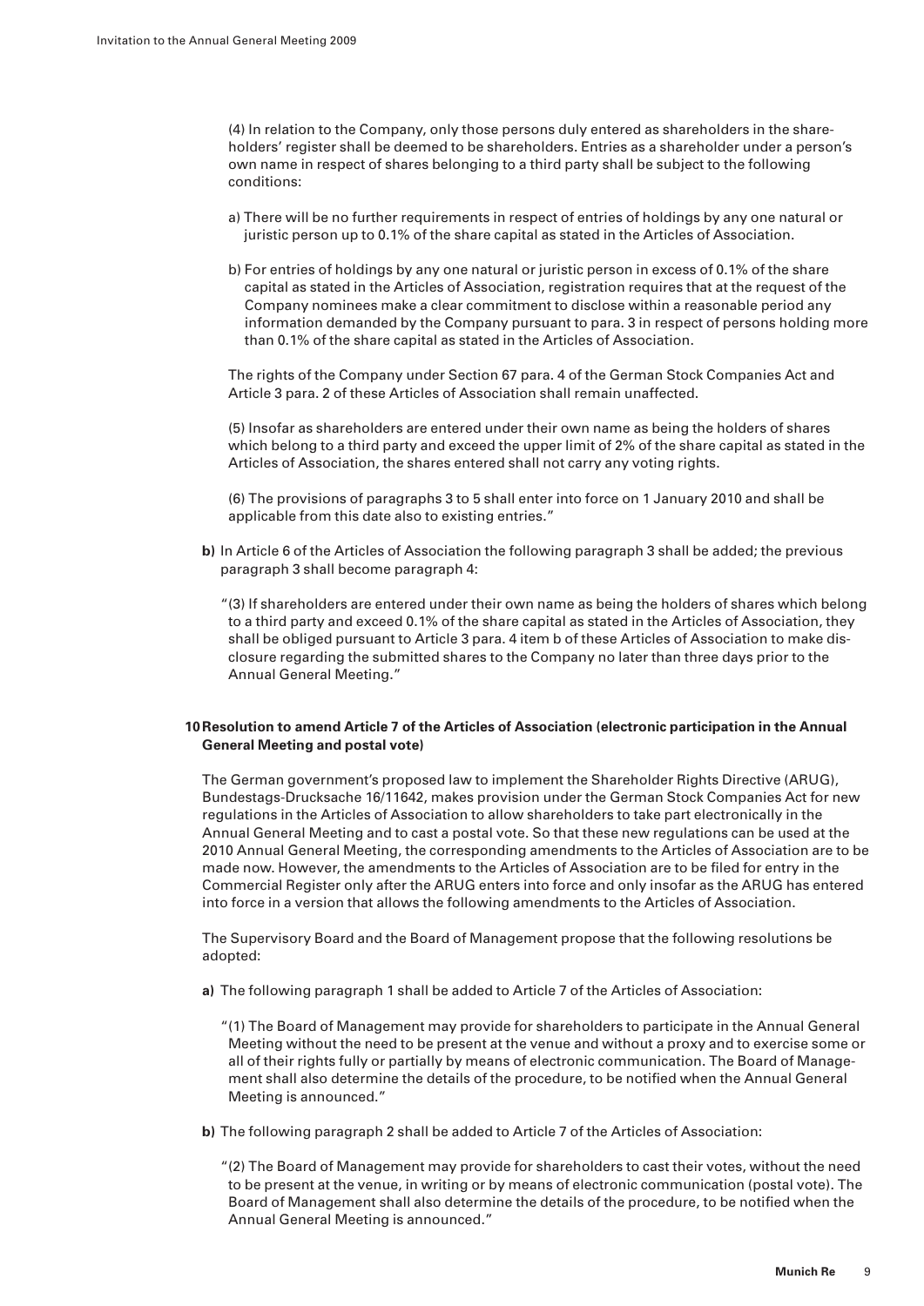(4) In relation to the Company, only those persons duly entered as shareholders in the shareholders' register shall be deemed to be shareholders. Entries as a shareholder under a person's own name in respect of shares belonging to a third party shall be subject to the following conditions:

a) There will be no further requirements in respect of entries of holdings by any one natural or juristic person up to 0.1% of the share capital as stated in the Articles of Association.

b) For entries of holdings by any one natural or juristic person in excess of 0.1% of the share capital as stated in the Articles of Association, registration requires that at the request of the Company nominees make a clear commitment to disclose within a reasonable period any information demanded by the Company pursuant to para. 3 in respect of persons holding more than 0.1% of the share capital as stated in the Articles of Association.

The rights of the Company under Section 67 para. 4 of the German Stock Companies Act and Article 3 para. 2 of these Articles of Association shall remain unaffected.

(5) Insofar as shareholders are entered under their own name as being the holders of shares which belong to a third party and exceed the upper limit of 2% of the share capital as stated in the Articles of Association, the shares entered shall not carry any voting rights.

(6) The provisions of paragraphs 3 to 5 shall enter into force on 1 January 2010 and shall be applicable from this date also to existing entries."

**b)** In Article 6 of the Articles of Association the following paragraph 3 shall be added; the previous paragraph 3 shall become paragraph 4:

"(3) If shareholders are entered under their own name as being the holders of shares which belong to a third party and exceed 0.1% of the share capital as stated in the Articles of Association, they shall be obliged pursuant to Article 3 para. 4 item b of these Articles of Association to make disclosure regarding the submitted shares to the Company no later than three days prior to the Annual General Meeting."

### 10 Resolution to amend Article 7 of the Articles of Association (electronic participation in the Annual General Meeting and postal vote)

The German government's proposed law to implement the Shareholder Rights Directive (ARUG), Bundestags-Drucksache 16/11642, makes provision under the German Stock Companies Act for new regulations in the Articles of Association to allow shareholders to take part electronically in the Annual General Meeting and to cast a postal vote. So that these new regulations can be used at the 2010 Annual General Meeting, the corresponding amendments to the Articles of Association are to be made now. However, the amendments to the Articles of Association are to be filed for entry in the Commercial Register only after the ARUG enters into force and only insofar as the ARUG has entered into force in a version that allows the following amendments to the Articles of Association.

The Supervisory Board and the Board of Management propose that the following resolutions be adopted:

**a)** The following paragraph 1 shall be added to Article 7 of the Articles of Association:

"(1) The Board of Management may provide for shareholders to participate in the Annual General Meeting without the need to be present at the venue and without a proxy and to exercise some or all of their rights fully or partially by means of electronic communication. The Board of Management shall also determine the details of the procedure, to be notified when the Annual General Meeting is announced."

**b)** The following paragraph 2 shall be added to Article 7 of the Articles of Association:

"(2) The Board of Management may provide for shareholders to cast their votes, without the need to be present at the venue, in writing or by means of electronic communication (postal vote). The Board of Management shall also determine the details of the procedure, to be notified when the Annual General Meeting is announced."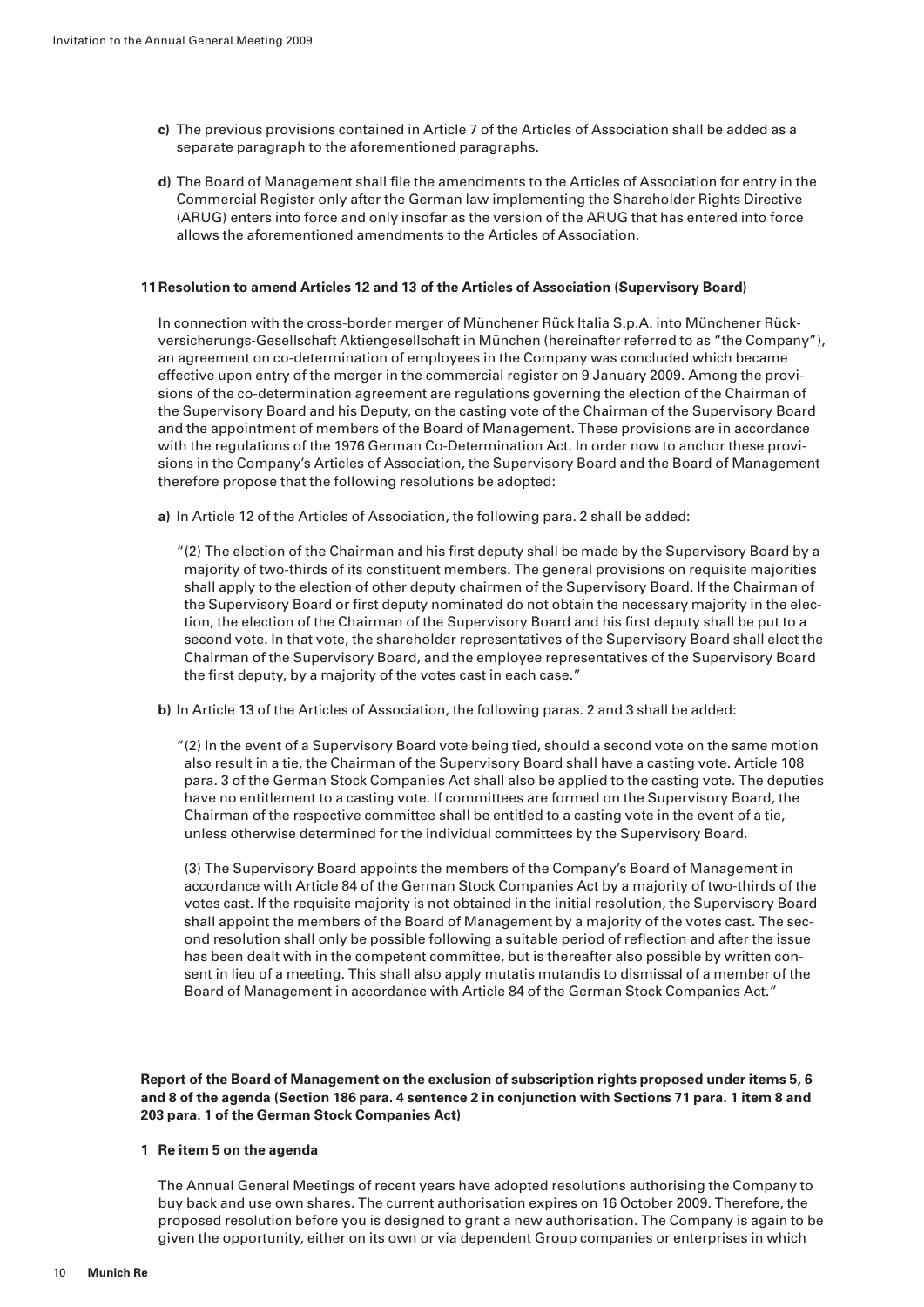**c)** The previous provisions contained in Article 7 of the Articles of Association shall be added as a separate paragraph to the aforementioned paragraphs.

**d)** The Board of Management shall file the amendments to the Articles of Association for entry in the Commercial Register only after the German law implementing the Shareholder Rights Directive (ARUG) enters into force and only insofar as the version of the ARUG that has entered into force allows the aforementioned amendments to the Articles of Association.

### 11 Resolution to amend Articles 12 and 13 of the Articles of Association (Supervisory Board)

In connection with the cross-border merger of Münchener Rück Italia S.p.A. into Münchener Rückversicherungs-Gesellschaft Aktiengesellschaft in München (hereinafter referred to as "the Company"), an agreement on co-determination of employees in the Company was concluded which became effective upon entry of the merger in the commercial register on 9 January 2009. Among the provisions of the co-determination agreement are regulations governing the election of the Chairman of the Supervisory Board and his Deputy, on the casting vote of the Chairman of the Supervisory Board and the appointment of members of the Board of Management. These provisions are in accordance with the regulations of the 1976 German Co-Determination Act. In order now to anchor these provisions in the Company's Articles of Association, the Supervisory Board and the Board of Management therefore propose that the following resolutions be adopted:

**a)** In Article 12 of the Articles of Association, the following para. 2 shall be added:

"(2) The election of the Chairman and his first deputy shall be made by the Supervisory Board by a majority of two-thirds of its constituent members. The general provisions on requisite majorities shall apply to the election of other deputy chairmen of the Supervisory Board. If the Chairman of the Supervisory Board or first deputy nominated do not obtain the necessary majority in the election, the election of the Chairman of the Supervisory Board and his first deputy shall be put to a second vote. In that vote, the shareholder representatives of the Supervisory Board shall elect the Chairman of the Supervisory Board, and the employee representatives of the Supervisory Board the first deputy, by a majority of the votes cast in each case."

**b)** In Article 13 of the Articles of Association, the following paras. 2 and 3 shall be added:

"(2) In the event of a Supervisory Board vote being tied, should a second vote on the same motion also result in a tie, the Chairman of the Supervisory Board shall have a casting vote. Article 108 para. 3 of the German Stock Companies Act shall also be applied to the casting vote. The deputies have no entitlement to a casting vote. If committees are formed on the Supervisory Board, the Chairman of the respective committee shall be entitled to a casting vote in the event of a tie, unless otherwise determined for the individual committees by the Supervisory Board.

(3) The Supervisory Board appoints the members of the Company's Board of Management in accordance with Article 84 of the German Stock Companies Act by a majority of two-thirds of the votes cast. If the requisite majority is not obtained in the initial resolution, the Supervisory Board shall appoint the members of the Board of Management by a majority of the votes cast. The second resolution shall only be possible following a suitable period of reflection and after the issue has been dealt with in the competent committee, but is thereafter also possible by written consent in lieu of a meeting. This shall also apply mutatis mutandis to dismissal of a member of the Board of Management in accordance with Article 84 of the German Stock Companies Act."

## Report of the Board of Management on the exclusion of subscription rights proposed under items 5, 6 and 8 of the agenda (Section 186 para. 4 sentence 2 in conjunction with Sections 71 para. 1 item 8 and 203 para. 1 of the German Stock Companies Act)

### 1 Re item 5 on the agenda

The Annual General Meetings of recent years have adopted resolutions authorising the Company to buy back and use own shares. The current authorisation expires on 16 October 2009. Therefore, the proposed resolution before you is designed to grant a new authorisation. The Company is again to be given the opportunity, either on its own or via dependent Group companies or enterprises in which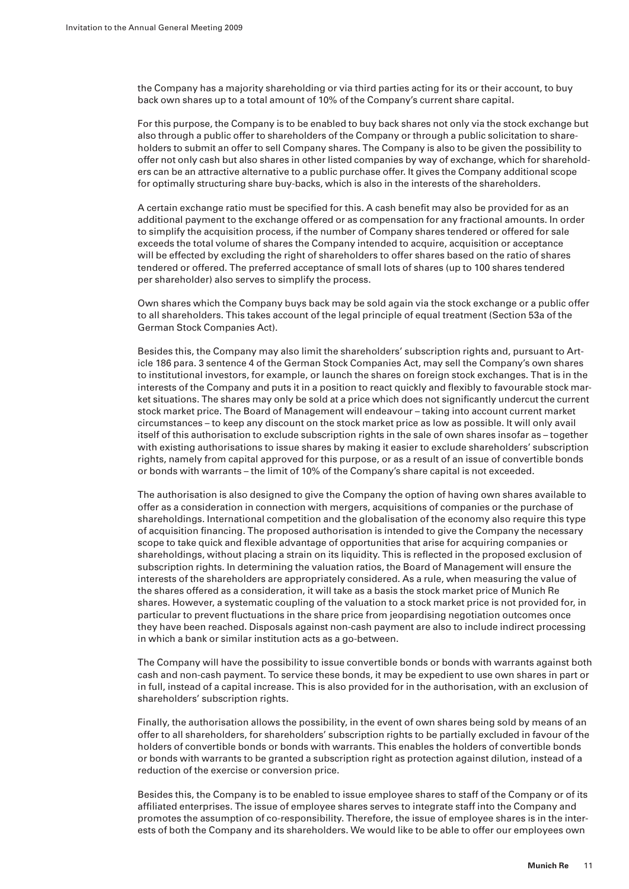the Company has a majority shareholding or via third parties acting for its or their account, to buy back own shares up to a total amount of 10% of the Company's current share capital.

For this purpose, the Company is to be enabled to buy back shares not only via the stock exchange but also through a public offer to shareholders of the Company or through a public solicitation to shareholders to submit an offer to sell Company shares. The Company is also to be given the possibility to offer not only cash but also shares in other listed companies by way of exchange, which for shareholders can be an attractive alternative to a public purchase offer. It gives the Company additional scope for optimally structuring share buy-backs, which is also in the interests of the shareholders.

A certain exchange ratio must be specified for this. A cash benefit may also be provided for as an additional payment to the exchange offered or as compensation for any fractional amounts. In order to simplify the acquisition process, if the number of Company shares tendered or offered for sale exceeds the total volume of shares the Company intended to acquire, acquisition or acceptance will be effected by excluding the right of shareholders to offer shares based on the ratio of shares tendered or offered. The preferred acceptance of small lots of shares (up to 100 shares tendered per shareholder) also serves to simplify the process.

Own shares which the Company buys back may be sold again via the stock exchange or a public offer to all shareholders. This takes account of the legal principle of equal treatment (Section 53a of the German Stock Companies Act).

Besides this, the Company may also limit the shareholders' subscription rights and, pursuant to Article 186 para. 3 sentence 4 of the German Stock Companies Act, may sell the Company's own shares to institutional investors, for example, or launch the shares on foreign stock exchanges. That is in the interests of the Company and puts it in a position to react quickly and flexibly to favourable stock market situations. The shares may only be sold at a price which does not significantly undercut the current stock market price. The Board of Management will endeavour – taking into account current market circumstances – to keep any discount on the stock market price as low as possible. It will only avail itself of this authorisation to exclude subscription rights in the sale of own shares insofar as – together with existing authorisations to issue shares by making it easier to exclude shareholders' subscription rights, namely from capital approved for this purpose, or as a result of an issue of convertible bonds or bonds with warrants – the limit of 10% of the Company's share capital is not exceeded.

The authorisation is also designed to give the Company the option of having own shares available to offer as a consideration in connection with mergers, acquisitions of companies or the purchase of shareholdings. International competition and the globalisation of the economy also require this type of acquisition financing. The proposed authorisation is intended to give the Company the necessary scope to take quick and flexible advantage of opportunities that arise for acquiring companies or shareholdings, without placing a strain on its liquidity. This is reflected in the proposed exclusion of subscription rights. In determining the valuation ratios, the Board of Management will ensure the interests of the shareholders are appropriately considered. As a rule, when measuring the value of the shares offered as a consideration, it will take as a basis the stock market price of Munich Re shares. However, a systematic coupling of the valuation to a stock market price is not provided for, in particular to prevent fluctuations in the share price from jeopardising negotiation outcomes once they have been reached. Disposals against non-cash payment are also to include indirect processing in which a bank or similar institution acts as a go-between.

The Company will have the possibility to issue convertible bonds or bonds with warrants against both cash and non-cash payment. To service these bonds, it may be expedient to use own shares in part or in full, instead of a capital increase. This is also provided for in the authorisation, with an exclusion of shareholders' subscription rights.

Finally, the authorisation allows the possibility, in the event of own shares being sold by means of an offer to all shareholders, for shareholders' subscription rights to be partially excluded in favour of the holders of convertible bonds or bonds with warrants. This enables the holders of convertible bonds or bonds with warrants to be granted a subscription right as protection against dilution, instead of a reduction of the exercise or conversion price.

Besides this, the Company is to be enabled to issue employee shares to staff of the Company or of its affiliated enterprises. The issue of employee shares serves to integrate staff into the Company and promotes the assumption of co-responsibility. Therefore, the issue of employee shares is in the interests of both the Company and its shareholders. We would like to be able to offer our employees own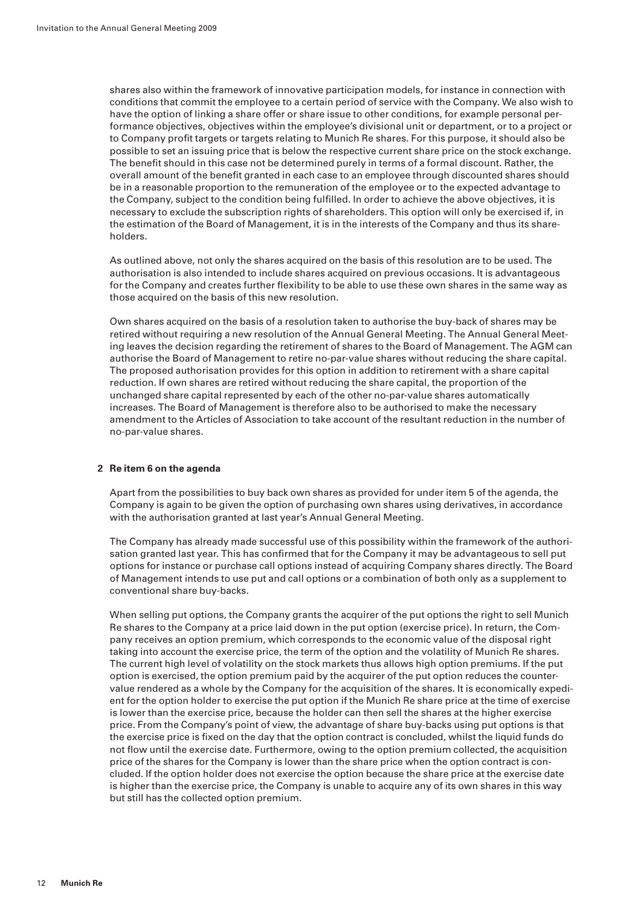shares also within the framework of innovative participation models, for instance in connection with conditions that commit the employee to a certain period of service with the Company. We also wish to have the option of linking a share offer or share issue to other conditions, for example personal performance objectives, objectives within the employee's divisional unit or department, or to a project or to Company profit targets or targets relating to Munich Re shares. For this purpose, it should also be possible to set an issuing price that is below the respective current share price on the stock exchange. The benefit should in this case not be determined purely in terms of a formal discount. Rather, the overall amount of the benefit granted in each case to an employee through discounted shares should be in a reasonable proportion to the remuneration of the employee or to the expected advantage to the Company, subject to the condition being fulfilled. In order to achieve the above objectives, it is necessary to exclude the subscription rights of shareholders. This option will only be exercised if, in the estimation of the Board of Management, it is in the interests of the Company and thus its shareholders.

As outlined above, not only the shares acquired on the basis of this resolution are to be used. The authorisation is also intended to include shares acquired on previous occasions. It is advantageous for the Company and creates further flexibility to be able to use these own shares in the same way as those acquired on the basis of this new resolution.

Own shares acquired on the basis of a resolution taken to authorise the buy-back of shares may be retired without requiring a new resolution of the Annual General Meeting. The Annual General Meeting leaves the decision regarding the retirement of shares to the Board of Management. The AGM can authorise the Board of Management to retire no-par-value shares without reducing the share capital. The proposed authorisation provides for this option in addition to retirement with a share capital reduction. If own shares are retired without reducing the share capital, the proportion of the unchanged share capital represented by each of the other no-par-value shares automatically increases. The Board of Management is therefore also to be authorised to make the necessary amendment to the Articles of Association to take account of the resultant reduction in the number of no-par-value shares.

## 2 Re item 6 on the agenda

Apart from the possibilities to buy back own shares as provided for under item 5 of the agenda, the Company is again to be given the option of purchasing own shares using derivatives, in accordance with the authorisation granted at last year's Annual General Meeting.

The Company has already made successful use of this possibility within the framework of the authorisation granted last year. This has confirmed that for the Company it may be advantageous to sell put options for instance or purchase call options instead of acquiring Company shares directly. The Board of Management intends to use put and call options or a combination of both only as a supplement to conventional share buy-backs.

When selling put options, the Company grants the acquirer of the put options the right to sell Munich Re shares to the Company at a price laid down in the put option (exercise price). In return, the Company receives an option premium, which corresponds to the economic value of the disposal right taking into account the exercise price, the term of the option and the volatility of Munich Re shares. The current high level of volatility on the stock markets thus allows high option premiums. If the put option is exercised, the option premium paid by the acquirer of the put option reduces the countervalue rendered as a whole by the Company for the acquisition of the shares. It is economically expedient for the option holder to exercise the put option if the Munich Re share price at the time of exercise is lower than the exercise price, because the holder can then sell the shares at the higher exercise price. From the Company's point of view, the advantage of share buy-backs using put options is that the exercise price is fixed on the day that the option contract is concluded, whilst the liquid funds do not flow until the exercise date. Furthermore, owing to the option premium collected, the acquisition price of the shares for the Company is lower than the share price when the option contract is concluded. If the option holder does not exercise the option because the share price at the exercise date is higher than the exercise price, the Company is unable to acquire any of its own shares in this way but still has the collected option premium.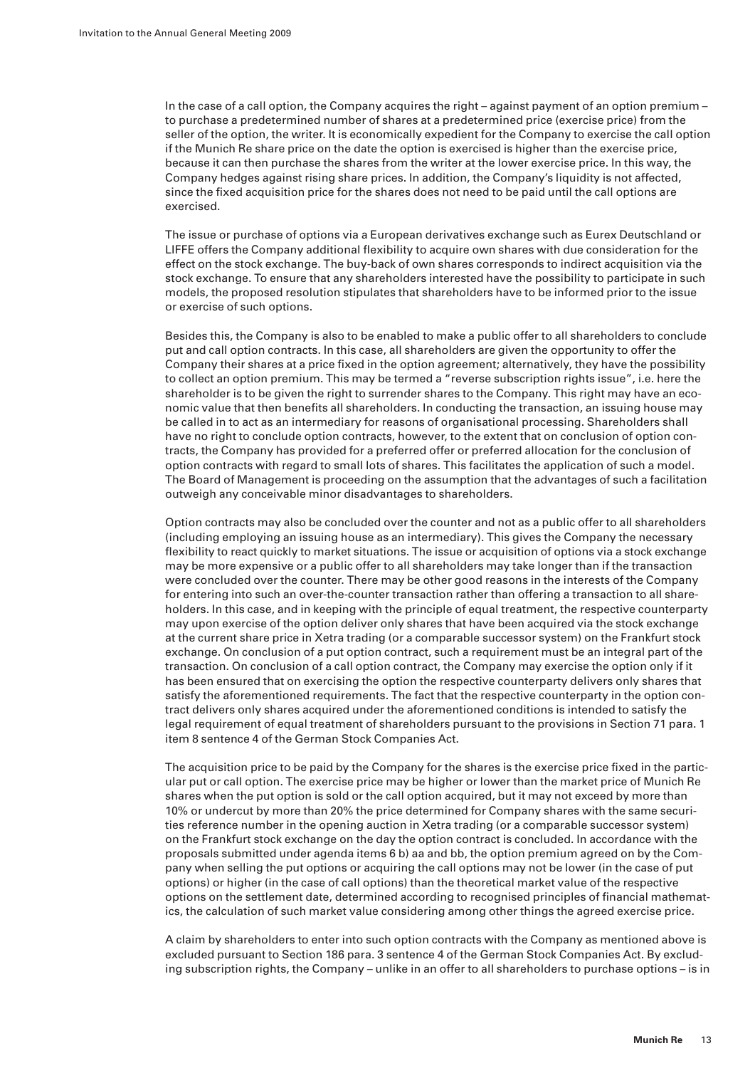In the case of a call option, the Company acquires the right – against payment of an option premium – to purchase a predetermined number of shares at a predetermined price (exercise price) from the seller of the option, the writer. It is economically expedient for the Company to exercise the call option if the Munich Re share price on the date the option is exercised is higher than the exercise price, because it can then purchase the shares from the writer at the lower exercise price. In this way, the Company hedges against rising share prices. In addition, the Company's liquidity is not affected, since the fixed acquisition price for the shares does not need to be paid until the call options are exercised.

The issue or purchase of options via a European derivatives exchange such as Eurex Deutschland or LIFFE offers the Company additional flexibility to acquire own shares with due consideration for the effect on the stock exchange. The buy-back of own shares corresponds to indirect acquisition via the stock exchange. To ensure that any shareholders interested have the possibility to participate in such models, the proposed resolution stipulates that shareholders have to be informed prior to the issue or exercise of such options.

Besides this, the Company is also to be enabled to make a public offer to all shareholders to conclude put and call option contracts. In this case, all shareholders are given the opportunity to offer the Company their shares at a price fixed in the option agreement; alternatively, they have the possibility to collect an option premium. This may be termed a "reverse subscription rights issue", i.e. here the shareholder is to be given the right to surrender shares to the Company. This right may have an economic value that then benefits all shareholders. In conducting the transaction, an issuing house may be called in to act as an intermediary for reasons of organisational processing. Shareholders shall have no right to conclude option contracts, however, to the extent that on conclusion of option contracts, the Company has provided for a preferred offer or preferred allocation for the conclusion of option contracts with regard to small lots of shares. This facilitates the application of such a model. The Board of Management is proceeding on the assumption that the advantages of such a facilitation outweigh any conceivable minor disadvantages to shareholders.

Option contracts may also be concluded over the counter and not as a public offer to all shareholders (including employing an issuing house as an intermediary). This gives the Company the necessary flexibility to react quickly to market situations. The issue or acquisition of options via a stock exchange may be more expensive or a public offer to all shareholders may take longer than if the transaction were concluded over the counter. There may be other good reasons in the interests of the Company for entering into such an over-the-counter transaction rather than offering a transaction to all shareholders. In this case, and in keeping with the principle of equal treatment, the respective counterparty may upon exercise of the option deliver only shares that have been acquired via the stock exchange at the current share price in Xetra trading (or a comparable successor system) on the Frankfurt stock exchange. On conclusion of a put option contract, such a requirement must be an integral part of the transaction. On conclusion of a call option contract, the Company may exercise the option only if it has been ensured that on exercising the option the respective counterparty delivers only shares that satisfy the aforementioned requirements. The fact that the respective counterparty in the option contract delivers only shares acquired under the aforementioned conditions is intended to satisfy the legal requirement of equal treatment of shareholders pursuant to the provisions in Section 71 para. 1 item 8 sentence 4 of the German Stock Companies Act.

The acquisition price to be paid by the Company for the shares is the exercise price fixed in the particular put or call option. The exercise price may be higher or lower than the market price of Munich Re shares when the put option is sold or the call option acquired, but it may not exceed by more than 10% or undercut by more than 20% the price determined for Company shares with the same securities reference number in the opening auction in Xetra trading (or a comparable successor system) on the Frankfurt stock exchange on the day the option contract is concluded. In accordance with the proposals submitted under agenda items 6 b) aa and bb, the option premium agreed on by the Company when selling the put options or acquiring the call options may not be lower (in the case of put options) or higher (in the case of call options) than the theoretical market value of the respective options on the settlement date, determined according to recognised principles of financial mathematics, the calculation of such market value considering among other things the agreed exercise price.

A claim by shareholders to enter into such option contracts with the Company as mentioned above is excluded pursuant to Section 186 para. 3 sentence 4 of the German Stock Companies Act. By excluding subscription rights, the Company – unlike in an offer to all shareholders to purchase options – is in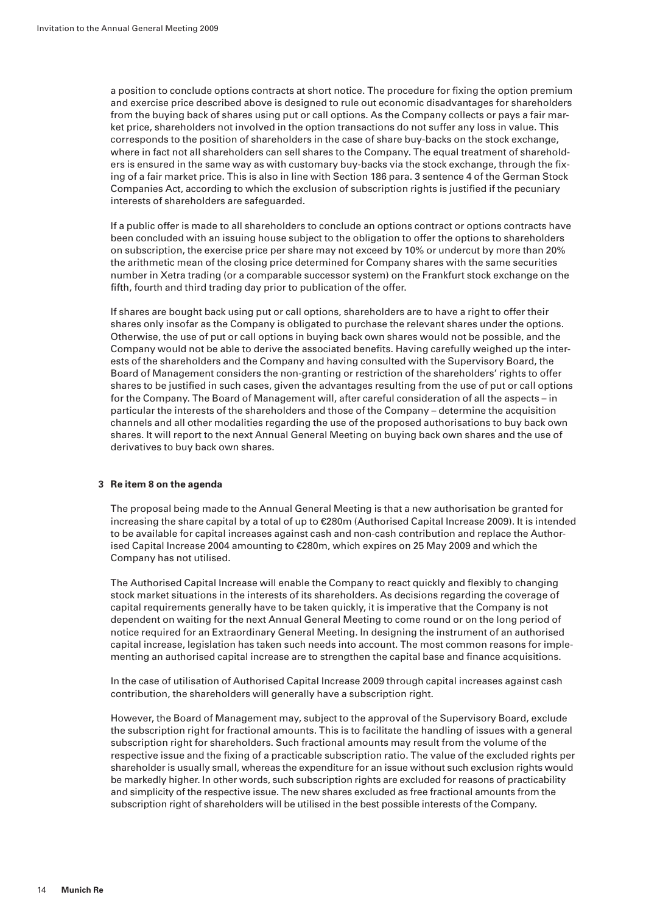a position to conclude options contracts at short notice. The procedure for fixing the option premium and exercise price described above is designed to rule out economic disadvantages for shareholders from the buying back of shares using put or call options. As the Company collects or pays a fair market price, shareholders not involved in the option transactions do not suffer any loss in value. This corresponds to the position of shareholders in the case of share buy-backs on the stock exchange, where in fact not all shareholders can sell shares to the Company. The equal treatment of shareholders is ensured in the same way as with customary buy-backs via the stock exchange, through the fixing of a fair market price. This is also in line with Section 186 para. 3 sentence 4 of the German Stock Companies Act, according to which the exclusion of subscription rights is justified if the pecuniary interests of shareholders are safeguarded.

If a public offer is made to all shareholders to conclude an options contract or options contracts have been concluded with an issuing house subject to the obligation to offer the options to shareholders on subscription, the exercise price per share may not exceed by 10% or undercut by more than 20% the arithmetic mean of the closing price determined for Company shares with the same securities number in Xetra trading (or a comparable successor system) on the Frankfurt stock exchange on the fifth, fourth and third trading day prior to publication of the offer.

If shares are bought back using put or call options, shareholders are to have a right to offer their shares only insofar as the Company is obligated to purchase the relevant shares under the options. Otherwise, the use of put or call options in buying back own shares would not be possible, and the Company would not be able to derive the associated benefits. Having carefully weighed up the interests of the shareholders and the Company and having consulted with the Supervisory Board, the Board of Management considers the non-granting or restriction of the shareholders' rights to offer shares to be justified in such cases, given the advantages resulting from the use of put or call options for the Company. The Board of Management will, after careful consideration of all the aspects – in particular the interests of the shareholders and those of the Company – determine the acquisition channels and all other modalities regarding the use of the proposed authorisations to buy back own shares. It will report to the next Annual General Meeting on buying back own shares and the use of derivatives to buy back own shares.

### 3 Re item 8 on the agenda

The proposal being made to the Annual General Meeting is that a new authorisation be granted for increasing the share capital by a total of up to €280m (Authorised Capital Increase 2009). It is intended to be available for capital increases against cash and non-cash contribution and replace the Authorised Capital Increase 2004 amounting to €280m, which expires on 25 May 2009 and which the Company has not utilised.

The Authorised Capital Increase will enable the Company to react quickly and flexibly to changing stock market situations in the interests of its shareholders. As decisions regarding the coverage of capital requirements generally have to be taken quickly, it is imperative that the Company is not dependent on waiting for the next Annual General Meeting to come round or on the long period of notice required for an Extraordinary General Meeting. In designing the instrument of an authorised capital increase, legislation has taken such needs into account. The most common reasons for implementing an authorised capital increase are to strengthen the capital base and finance acquisitions.

In the case of utilisation of Authorised Capital Increase 2009 through capital increases against cash contribution, the shareholders will generally have a subscription right.

However, the Board of Management may, subject to the approval of the Supervisory Board, exclude the subscription right for fractional amounts. This is to facilitate the handling of issues with a general subscription right for shareholders. Such fractional amounts may result from the volume of the respective issue and the fixing of a practicable subscription ratio. The value of the excluded rights per shareholder is usually small, whereas the expenditure for an issue without such exclusion rights would be markedly higher. In other words, such subscription rights are excluded for reasons of practicability and simplicity of the respective issue. The new shares excluded as free fractional amounts from the subscription right of shareholders will be utilised in the best possible interests of the Company.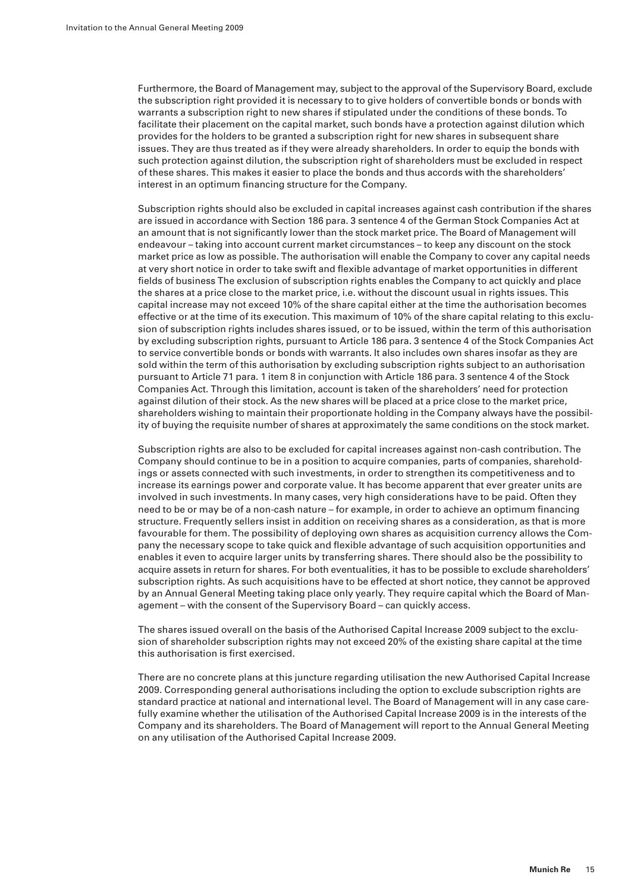Furthermore, the Board of Management may, subject to the approval of the Supervisory Board, exclude the subscription right provided it is necessary to to give holders of convertible bonds or bonds with warrants a subscription right to new shares if stipulated under the conditions of these bonds. To facilitate their placement on the capital market, such bonds have a protection against dilution which provides for the holders to be granted a subscription right for new shares in subsequent share issues. They are thus treated as if they were already shareholders. In order to equip the bonds with such protection against dilution, the subscription right of shareholders must be excluded in respect of these shares. This makes it easier to place the bonds and thus accords with the shareholders' interest in an optimum financing structure for the Company.

Subscription rights should also be excluded in capital increases against cash contribution if the shares are issued in accordance with Section 186 para. 3 sentence 4 of the German Stock Companies Act at an amount that is not significantly lower than the stock market price. The Board of Management will endeavour – taking into account current market circumstances – to keep any discount on the stock market price as low as possible. The authorisation will enable the Company to cover any capital needs at very short notice in order to take swift and flexible advantage of market opportunities in different fields of business The exclusion of subscription rights enables the Company to act quickly and place the shares at a price close to the market price, i.e. without the discount usual in rights issues. This capital increase may not exceed 10% of the share capital either at the time the authorisation becomes effective or at the time of its execution. This maximum of 10% of the share capital relating to this exclusion of subscription rights includes shares issued, or to be issued, within the term of this authorisation by excluding subscription rights, pursuant to Article 186 para. 3 sentence 4 of the Stock Companies Act to service convertible bonds or bonds with warrants. It also includes own shares insofar as they are sold within the term of this authorisation by excluding subscription rights subject to an authorisation pursuant to Article 71 para. 1 item 8 in conjunction with Article 186 para. 3 sentence 4 of the Stock Companies Act. Through this limitation, account is taken of the shareholders' need for protection against dilution of their stock. As the new shares will be placed at a price close to the market price, shareholders wishing to maintain their proportionate holding in the Company always have the possibility of buying the requisite number of shares at approximately the same conditions on the stock market.

Subscription rights are also to be excluded for capital increases against non-cash contribution. The Company should continue to be in a position to acquire companies, parts of companies, shareholdings or assets connected with such investments, in order to strengthen its competitiveness and to increase its earnings power and corporate value. It has become apparent that ever greater units are involved in such investments. In many cases, very high considerations have to be paid. Often they need to be or may be of a non-cash nature – for example, in order to achieve an optimum financing structure. Frequently sellers insist in addition on receiving shares as a consideration, as that is more favourable for them. The possibility of deploying own shares as acquisition currency allows the Company the necessary scope to take quick and flexible advantage of such acquisition opportunities and enables it even to acquire larger units by transferring shares. There should also be the possibility to acquire assets in return for shares. For both eventualities, it has to be possible to exclude shareholders' subscription rights. As such acquisitions have to be effected at short notice, they cannot be approved by an Annual General Meeting taking place only yearly. They require capital which the Board of Management – with the consent of the Supervisory Board – can quickly access.

The shares issued overall on the basis of the Authorised Capital Increase 2009 subject to the exclusion of shareholder subscription rights may not exceed 20% of the existing share capital at the time this authorisation is first exercised.

There are no concrete plans at this juncture regarding utilisation the new Authorised Capital Increase 2009. Corresponding general authorisations including the option to exclude subscription rights are standard practice at national and international level. The Board of Management will in any case carefully examine whether the utilisation of the Authorised Capital Increase 2009 is in the interests of the Company and its shareholders. The Board of Management will report to the Annual General Meeting on any utilisation of the Authorised Capital Increase 2009.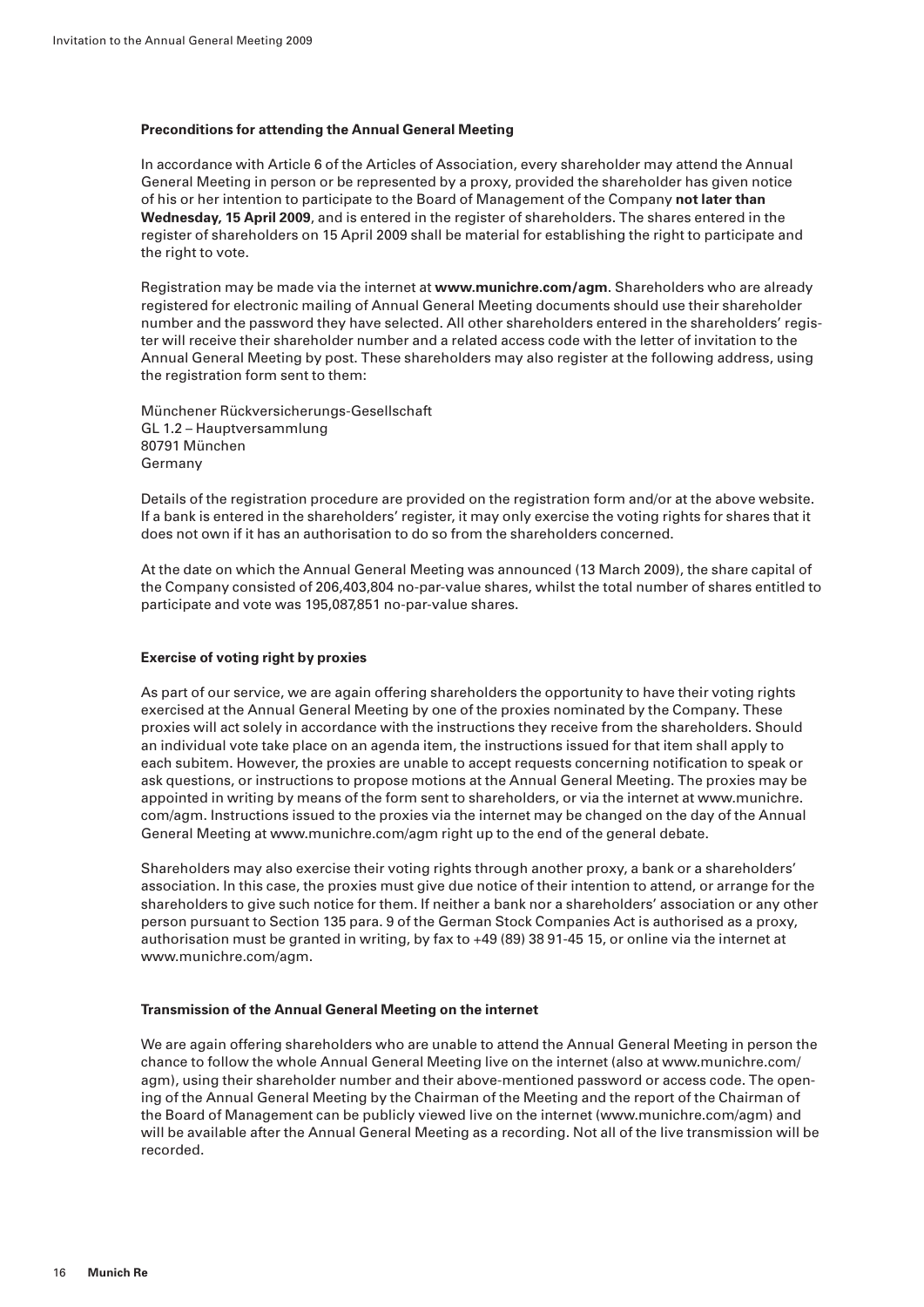### Preconditions for attending the Annual General Meeting

In accordance with Article 6 of the Articles of Association, every shareholder may attend the Annual General Meeting in person or be represented by a proxy, provided the shareholder has given notice of his or her intention to participate to the Board of Management of the Company **not later than Wednesday, 15 April 2009**, and is entered in the register of shareholders. The shares entered in the register of shareholders on 15 April 2009 shall be material for establishing the right to participate and the right to vote.

Registration may be made via the internet at **www.munichre.com/agm**. Shareholders who are already registered for electronic mailing of Annual General Meeting documents should use their shareholder number and the password they have selected. All other shareholders entered in the shareholders' register will receive their shareholder number and a related access code with the letter of invitation to the Annual General Meeting by post. These shareholders may also register at the following address, using the registration form sent to them:

Münchener Rückversicherungs-Gesellschaft
GL 1.2 – Hauptversammlung
80791 München
Germany

Details of the registration procedure are provided on the registration form and/or at the above website. If a bank is entered in the shareholders' register, it may only exercise the voting rights for shares that it does not own if it has an authorisation to do so from the shareholders concerned.

At the date on which the Annual General Meeting was announced (13 March 2009), the share capital of the Company consisted of 206,403,804 no-par-value shares, whilst the total number of shares entitled to participate and vote was 195,087,851 no-par-value shares.

### Exercise of voting right by proxies

As part of our service, we are again offering shareholders the opportunity to have their voting rights exercised at the Annual General Meeting by one of the proxies nominated by the Company. These proxies will act solely in accordance with the instructions they receive from the shareholders. Should an individual vote take place on an agenda item, the instructions issued for that item shall apply to each subitem. However, the proxies are unable to accept requests concerning notification to speak or ask questions, or instructions to propose motions at the Annual General Meeting. The proxies may be appointed in writing by means of the form sent to shareholders, or via the internet at www.munichre.com/agm. Instructions issued to the proxies via the internet may be changed on the day of the Annual General Meeting at www.munichre.com/agm right up to the end of the general debate.

Shareholders may also exercise their voting rights through another proxy, a bank or a shareholders' association. In this case, the proxies must give due notice of their intention to attend, or arrange for the shareholders to give such notice for them. If neither a bank nor a shareholders' association or any other person pursuant to Section 135 para. 9 of the German Stock Companies Act is authorised as a proxy, authorisation must be granted in writing, by fax to +49 (89) 38 91-45 15, or online via the internet at www.munichre.com/agm.

### Transmission of the Annual General Meeting on the internet

We are again offering shareholders who are unable to attend the Annual General Meeting in person the chance to follow the whole Annual General Meeting live on the internet (also at www.munichre.com/agm), using their shareholder number and their above-mentioned password or access code. The opening of the Annual General Meeting by the Chairman of the Meeting and the report of the Chairman of the Board of Management can be publicly viewed live on the internet (www.munichre.com/agm) and will be available after the Annual General Meeting as a recording. Not all of the live transmission will be recorded.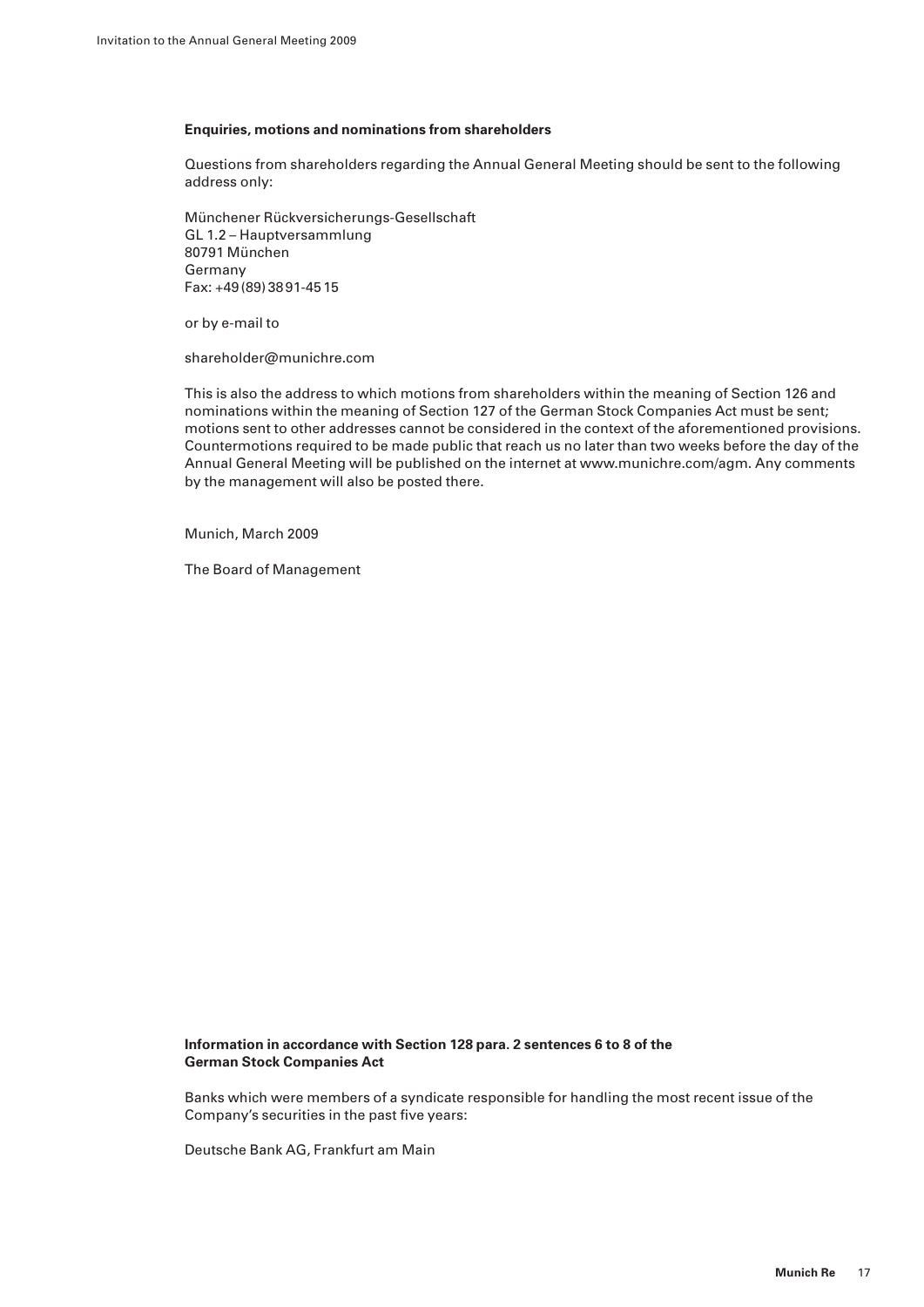**Enquiries, motions and nominations from shareholders**

Questions from shareholders regarding the Annual General Meeting should be sent to the following address only:

Münchener Rückversicherungs-Gesellschaft
GL 1.2 – Hauptversammlung
80791 München
Germany
Fax: +49 (89) 38 91-45 15

or by e-mail to

shareholder@munichre.com

This is also the address to which motions from shareholders within the meaning of Section 126 and nominations within the meaning of Section 127 of the German Stock Companies Act must be sent; motions sent to other addresses cannot be considered in the context of the aforementioned provisions. Countermotions required to be made public that reach us no later than two weeks before the day of the Annual General Meeting will be published on the internet at www.munichre.com/agm. Any comments by the management will also be posted there.

Munich, March 2009

The Board of Management

**Information in accordance with Section 128 para. 2 sentences 6 to 8 of the German Stock Companies Act**

Banks which were members of a syndicate responsible for handling the most recent issue of the Company's securities in the past five years:

Deutsche Bank AG, Frankfurt am Main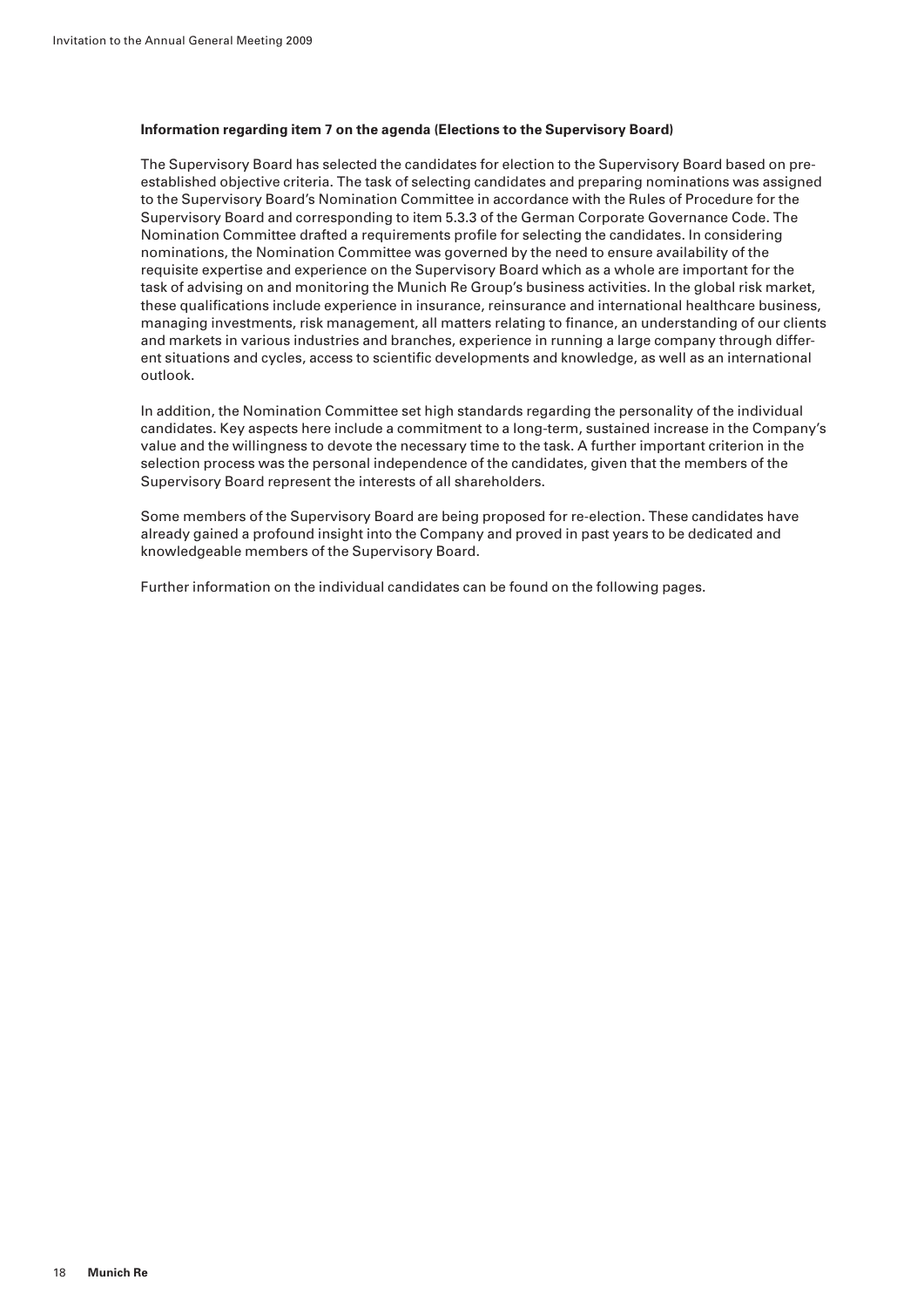**Information regarding item 7 on the agenda (Elections to the Supervisory Board)**

The Supervisory Board has selected the candidates for election to the Supervisory Board based on pre-established objective criteria. The task of selecting candidates and preparing nominations was assigned to the Supervisory Board's Nomination Committee in accordance with the Rules of Procedure for the Supervisory Board and corresponding to item 5.3.3 of the German Corporate Governance Code. The Nomination Committee drafted a requirements profile for selecting the candidates. In considering nominations, the Nomination Committee was governed by the need to ensure availability of the requisite expertise and experience on the Supervisory Board which as a whole are important for the task of advising on and monitoring the Munich Re Group's business activities. In the global risk market, these qualifications include experience in insurance, reinsurance and international healthcare business, managing investments, risk management, all matters relating to finance, an understanding of our clients and markets in various industries and branches, experience in running a large company through different situations and cycles, access to scientific developments and knowledge, as well as an international outlook.

In addition, the Nomination Committee set high standards regarding the personality of the individual candidates. Key aspects here include a commitment to a long-term, sustained increase in the Company's value and the willingness to devote the necessary time to the task. A further important criterion in the selection process was the personal independence of the candidates, given that the members of the Supervisory Board represent the interests of all shareholders.

Some members of the Supervisory Board are being proposed for re-election. These candidates have already gained a profound insight into the Company and proved in past years to be dedicated and knowledgeable members of the Supervisory Board.

Further information on the individual candidates can be found on the following pages.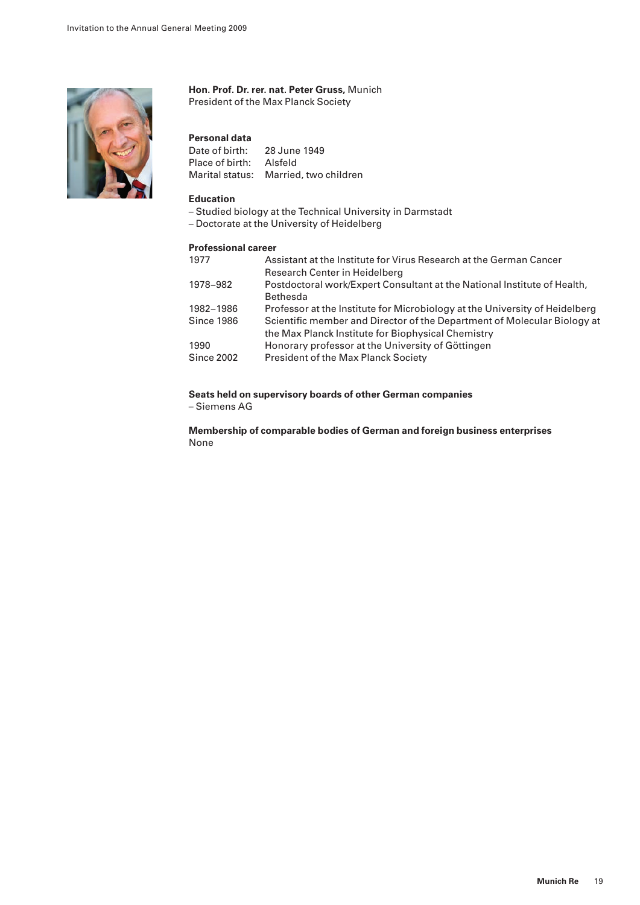**Hon. Prof. Dr. rer. nat. Peter Gruss,** Munich
President of the Max Planck Society

**Personal data**

| | |
|---|---|
| Date of birth: | 28 June 1949 |
| Place of birth: | Alsfeld |
| Marital status: | Married, two children |

**Education**

– Studied biology at the Technical University in Darmstadt
– Doctorate at the University of Heidelberg

**Professional career**

| | |
|---|---|
| 1977 | Assistant at the Institute for Virus Research at the German Cancer Research Center in Heidelberg |
| 1978–982 | Postdoctoral work/Expert Consultant at the National Institute of Health, Bethesda |
| 1982–1986 | Professor at the Institute for Microbiology at the University of Heidelberg |
| Since 1986 | Scientific member and Director of the Department of Molecular Biology at the Max Planck Institute for Biophysical Chemistry |
| 1990 | Honorary professor at the University of Göttingen |
| Since 2002 | President of the Max Planck Society |

**Seats held on supervisory boards of other German companies**

– Siemens AG

**Membership of comparable bodies of German and foreign business enterprises**

None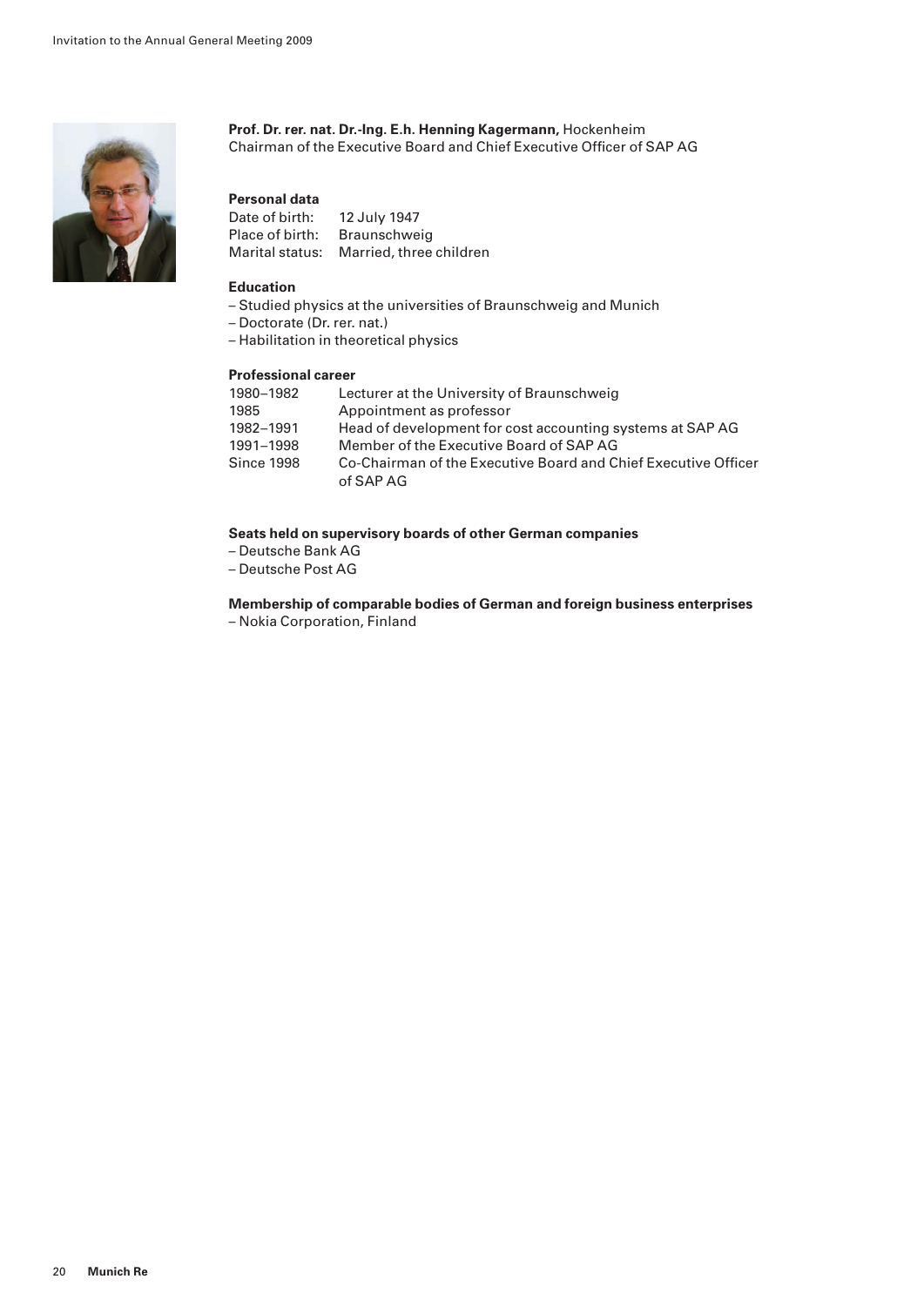**Prof. Dr. rer. nat. Dr.-Ing. E.h. Henning Kagermann,** Hockenheim
Chairman of the Executive Board and Chief Executive Officer of SAP AG

**Personal data**

| | |
|---|---|
| Date of birth: | 12 July 1947 |
| Place of birth: | Braunschweig |
| Marital status: | Married, three children |

**Education**

– Studied physics at the universities of Braunschweig and Munich
– Doctorate (Dr. rer. nat.)
– Habilitation in theoretical physics

**Professional career**

| | |
|---|---|
| 1980–1982 | Lecturer at the University of Braunschweig |
| 1985 | Appointment as professor |
| 1982–1991 | Head of development for cost accounting systems at SAP AG |
| 1991–1998 | Member of the Executive Board of SAP AG |
| Since 1998 | Co-Chairman of the Executive Board and Chief Executive Officer of SAP AG |

**Seats held on supervisory boards of other German companies**

– Deutsche Bank AG
– Deutsche Post AG

**Membership of comparable bodies of German and foreign business enterprises**

– Nokia Corporation, Finland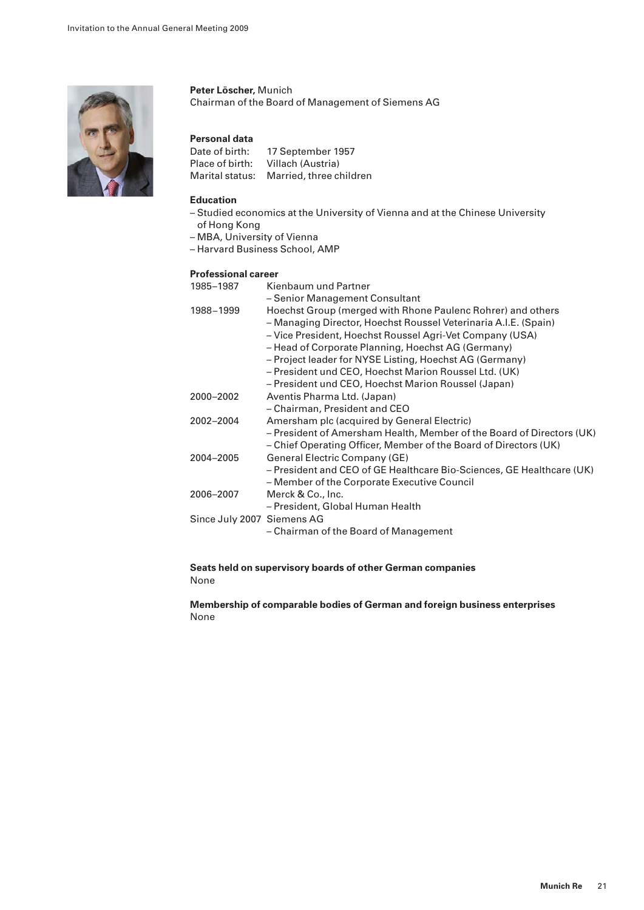**Peter Löscher,** Munich
Chairman of the Board of Management of Siemens AG

**Personal data**

Date of birth: 17 September 1957
Place of birth: Villach (Austria)
Marital status: Married, three children

**Education**

- Studied economics at the University of Vienna and at the Chinese University of Hong Kong
- MBA, University of Vienna
- Harvard Business School, AMP

**Professional career**

| | |
|---|---|
| 1985–1987 | Kienbaum und Partner<br>– Senior Management Consultant |
| 1988–1999 | Hoechst Group (merged with Rhone Paulenc Rohrer) and others<br>– Managing Director, Hoechst Roussel Veterinaria A.I.E. (Spain)<br>– Vice President, Hoechst Roussel Agri-Vet Company (USA)<br>– Head of Corporate Planning, Hoechst AG (Germany)<br>– Project leader for NYSE Listing, Hoechst AG (Germany)<br>– President und CEO, Hoechst Marion Roussel Ltd. (UK)<br>– President und CEO, Hoechst Marion Roussel (Japan) |
| 2000–2002 | Aventis Pharma Ltd. (Japan)<br>– Chairman, President and CEO |
| 2002–2004 | Amersham plc (acquired by General Electric)<br>– President of Amersham Health, Member of the Board of Directors (UK)<br>– Chief Operating Officer, Member of the Board of Directors (UK) |
| 2004–2005 | General Electric Company (GE)<br>– President and CEO of GE Healthcare Bio-Sciences, GE Healthcare (UK)<br>– Member of the Corporate Executive Council |
| 2006–2007 | Merck & Co., Inc.<br>– President, Global Human Health |
| Since July 2007 | Siemens AG<br>– Chairman of the Board of Management |

**Seats held on supervisory boards of other German companies**
None

**Membership of comparable bodies of German and foreign business enterprises**
None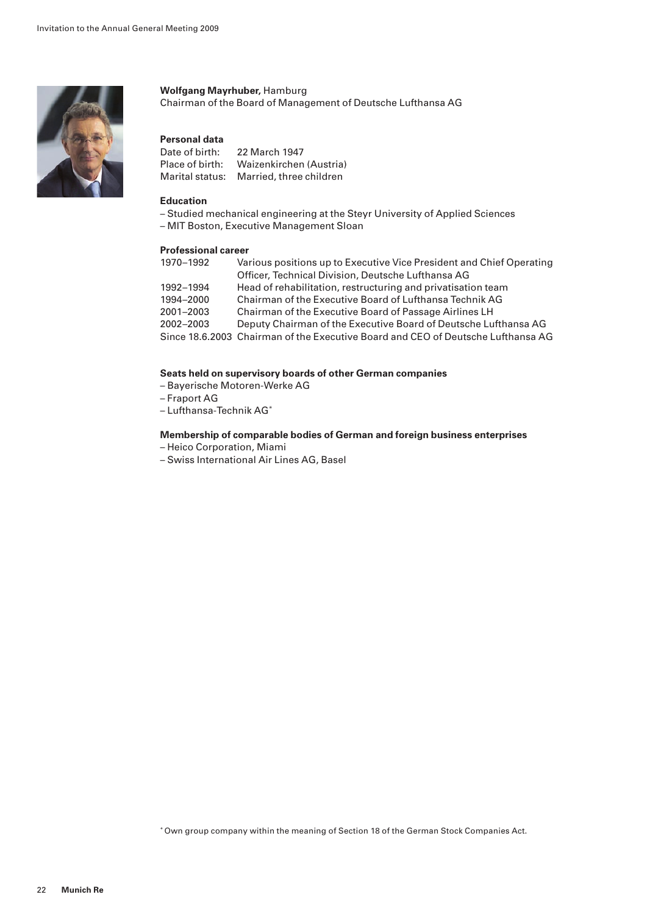**Wolfgang Mayrhuber,** Hamburg
Chairman of the Board of Management of Deutsche Lufthansa AG

**Personal data**

| | |
|---|---|
| Date of birth: | 22 March 1947 |
| Place of birth: | Waizenkirchen (Austria) |
| Marital status: | Married, three children |

**Education**

– Studied mechanical engineering at the Steyr University of Applied Sciences
– MIT Boston, Executive Management Sloan

**Professional career**

| | |
|---|---|
| 1970–1992 | Various positions up to Executive Vice President and Chief Operating Officer, Technical Division, Deutsche Lufthansa AG |
| 1992–1994 | Head of rehabilitation, restructuring and privatisation team |
| 1994–2000 | Chairman of the Executive Board of Lufthansa Technik AG |
| 2001–2003 | Chairman of the Executive Board of Passage Airlines LH |
| 2002–2003 | Deputy Chairman of the Executive Board of Deutsche Lufthansa AG |
| Since 18.6.2003 | Chairman of the Executive Board and CEO of Deutsche Lufthansa AG |

**Seats held on supervisory boards of other German companies**

– Bayerische Motoren-Werke AG
– Fraport AG
– Lufthansa-Technik AG*

**Membership of comparable bodies of German and foreign business enterprises**

– Heico Corporation, Miami
– Swiss International Air Lines AG, Basel

* Own group company within the meaning of Section 18 of the German Stock Companies Act.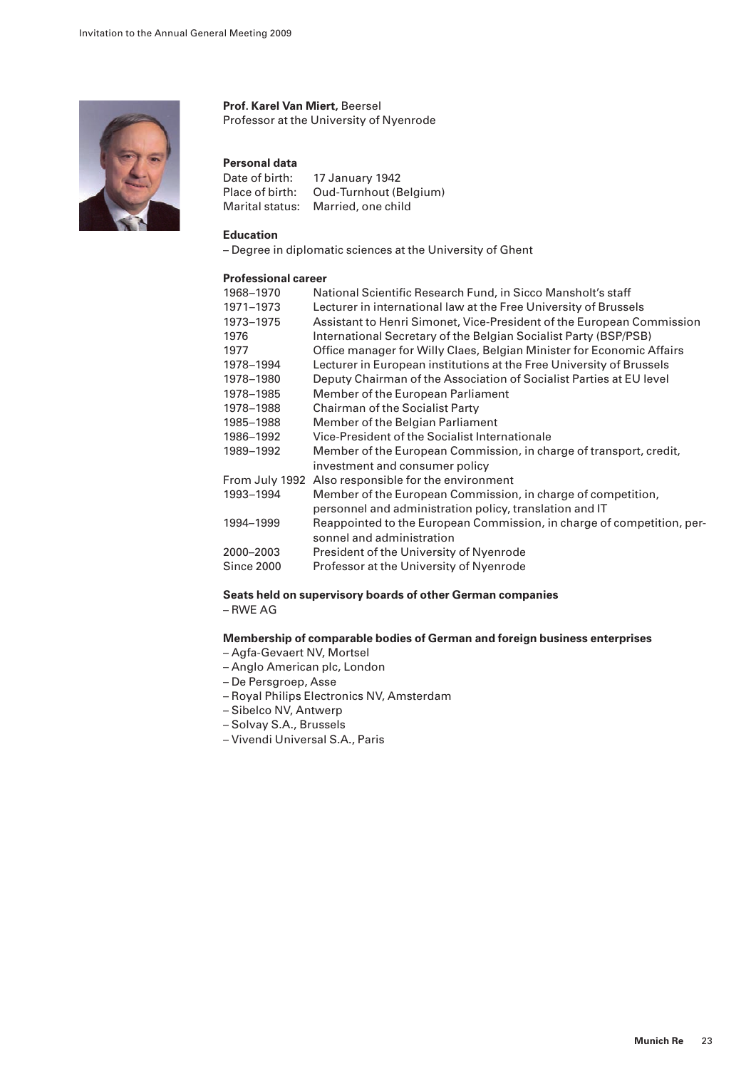**Prof. Karel Van Miert,** Beersel
Professor at the University of Nyenrode

**Personal data**

Date of birth: 17 January 1942
Place of birth: Oud-Turnhout (Belgium)
Marital status: Married, one child

**Education**

– Degree in diplomatic sciences at the University of Ghent

**Professional career**

| | |
|---|---|
| 1968–1970 | National Scientific Research Fund, in Sicco Mansholt's staff |
| 1971–1973 | Lecturer in international law at the Free University of Brussels |
| 1973–1975 | Assistant to Henri Simonet, Vice-President of the European Commission |
| 1976 | International Secretary of the Belgian Socialist Party (BSP/PSB) |
| 1977 | Office manager for Willy Claes, Belgian Minister for Economic Affairs |
| 1978–1994 | Lecturer in European institutions at the Free University of Brussels |
| 1978–1980 | Deputy Chairman of the Association of Socialist Parties at EU level |
| 1978–1985 | Member of the European Parliament |
| 1978–1988 | Chairman of the Socialist Party |
| 1985–1988 | Member of the Belgian Parliament |
| 1986–1992 | Vice-President of the Socialist Internationale |
| 1989–1992 | Member of the European Commission, in charge of transport, credit, investment and consumer policy |
| From July 1992 | Also responsible for the environment |
| 1993–1994 | Member of the European Commission, in charge of competition, personnel and administration policy, translation and IT |
| 1994–1999 | Reappointed to the European Commission, in charge of competition, personnel and administration |
| 2000–2003 | President of the University of Nyenrode |
| Since 2000 | Professor at the University of Nyenrode |

**Seats held on supervisory boards of other German companies**

– RWE AG

**Membership of comparable bodies of German and foreign business enterprises**

– Agfa-Gevaert NV, Mortsel
– Anglo American plc, London
– De Persgroep, Asse
– Royal Philips Electronics NV, Amsterdam
– Sibelco NV, Antwerp
– Solvay S.A., Brussels
– Vivendi Universal S.A., Paris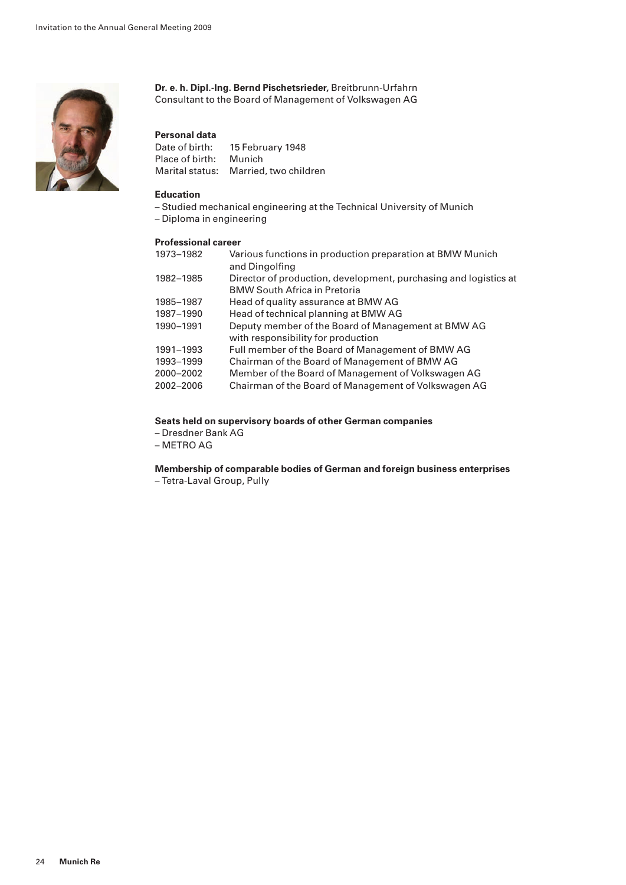**Dr. e. h. Dipl.-Ing. Bernd Pischetsrieder,** Breitbrunn-Urfahrn
Consultant to the Board of Management of Volkswagen AG

**Personal data**

| | |
|---|---|
| Date of birth: | 15 February 1948 |
| Place of birth: | Munich |
| Marital status: | Married, two children |

**Education**

– Studied mechanical engineering at the Technical University of Munich
– Diploma in engineering

**Professional career**

| | |
|---|---|
| 1973–1982 | Various functions in production preparation at BMW Munich and Dingolfing |
| 1982–1985 | Director of production, development, purchasing and logistics at BMW South Africa in Pretoria |
| 1985–1987 | Head of quality assurance at BMW AG |
| 1987–1990 | Head of technical planning at BMW AG |
| 1990–1991 | Deputy member of the Board of Management at BMW AG with responsibility for production |
| 1991–1993 | Full member of the Board of Management of BMW AG |
| 1993–1999 | Chairman of the Board of Management of BMW AG |
| 2000–2002 | Member of the Board of Management of Volkswagen AG |
| 2002–2006 | Chairman of the Board of Management of Volkswagen AG |

**Seats held on supervisory boards of other German companies**

– Dresdner Bank AG
– METRO AG

**Membership of comparable bodies of German and foreign business enterprises**

– Tetra-Laval Group, Pully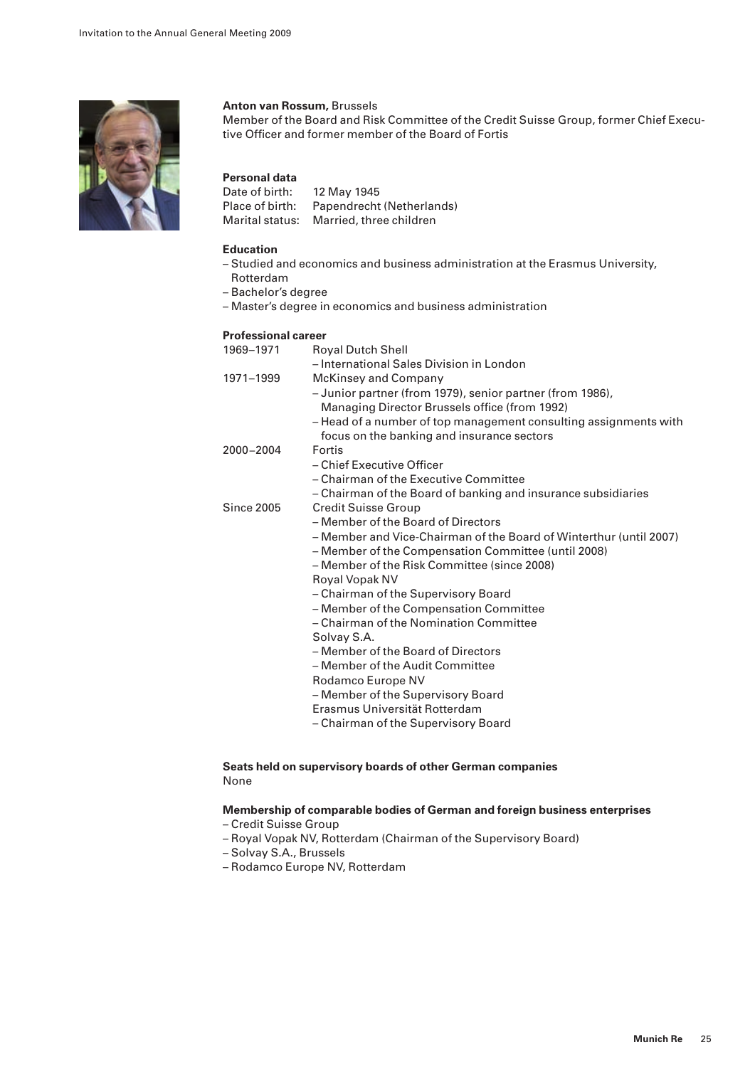**Anton van Rossum,** Brussels

Member of the Board and Risk Committee of the Credit Suisse Group, former Chief Executive Officer and former member of the Board of Fortis

**Personal data**

Date of birth: 12 May 1945
Place of birth: Papendrecht (Netherlands)
Marital status: Married, three children

**Education**

- Studied and economics and business administration at the Erasmus University, Rotterdam
- Bachelor's degree
- Master's degree in economics and business administration

**Professional career**

| | |
|---|---|
| 1969–1971 | Royal Dutch Shell<br>– International Sales Division in London |
| 1971–1999 | McKinsey and Company<br>– Junior partner (from 1979), senior partner (from 1986), Managing Director Brussels office (from 1992)<br>– Head of a number of top management consulting assignments with focus on the banking and insurance sectors |
| 2000–2004 | Fortis<br>– Chief Executive Officer<br>– Chairman of the Executive Committee<br>– Chairman of the Board of banking and insurance subsidiaries |
| Since 2005 | Credit Suisse Group<br>– Member of the Board of Directors<br>– Member and Vice-Chairman of the Board of Winterthur (until 2007)<br>– Member of the Compensation Committee (until 2008)<br>– Member of the Risk Committee (since 2008)<br>Royal Vopak NV<br>– Chairman of the Supervisory Board<br>– Member of the Compensation Committee<br>– Chairman of the Nomination Committee<br>Solvay S.A.<br>– Member of the Board of Directors<br>– Member of the Audit Committee<br>Rodamco Europe NV<br>– Member of the Supervisory Board<br>Erasmus Universität Rotterdam<br>– Chairman of the Supervisory Board |

**Seats held on supervisory boards of other German companies**

None

**Membership of comparable bodies of German and foreign business enterprises**

- Credit Suisse Group
- Royal Vopak NV, Rotterdam (Chairman of the Supervisory Board)
- Solvay S.A., Brussels
- Rodamco Europe NV, Rotterdam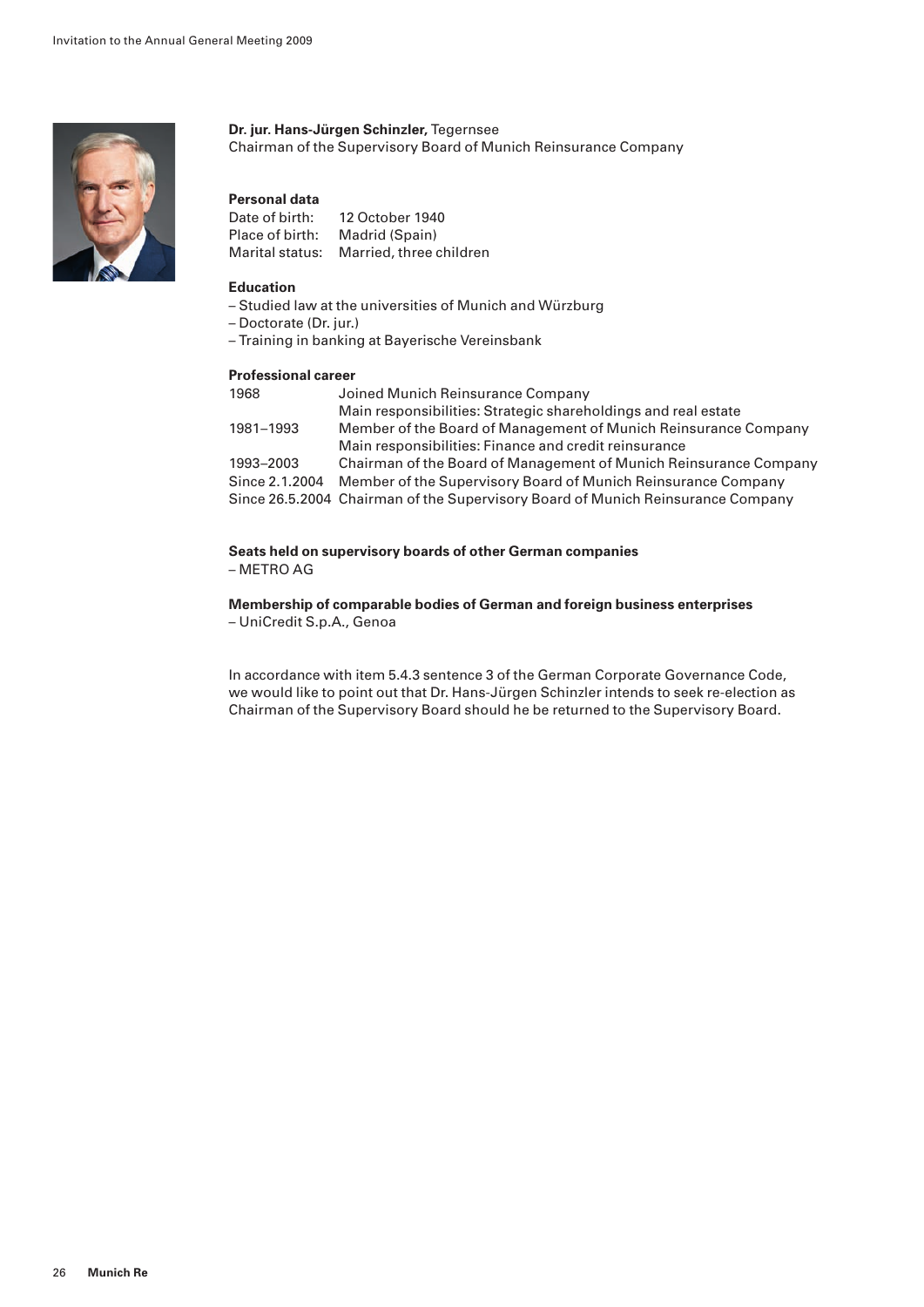**Dr. jur. Hans-Jürgen Schinzler,** Tegernsee
Chairman of the Supervisory Board of Munich Reinsurance Company

**Personal data**

| | |
|---|---|
| Date of birth: | 12 October 1940 |
| Place of birth: | Madrid (Spain) |
| Marital status: | Married, three children |

**Education**

– Studied law at the universities of Munich and Würzburg
– Doctorate (Dr. jur.)
– Training in banking at Bayerische Vereinsbank

**Professional career**

| | |
|---|---|
| 1968 | Joined Munich Reinsurance Company<br>Main responsibilities: Strategic shareholdings and real estate |
| 1981–1993 | Member of the Board of Management of Munich Reinsurance Company<br>Main responsibilities: Finance and credit reinsurance |
| 1993–2003 | Chairman of the Board of Management of Munich Reinsurance Company |
| Since 2.1.2004 | Member of the Supervisory Board of Munich Reinsurance Company |
| Since 26.5.2004 | Chairman of the Supervisory Board of Munich Reinsurance Company |

**Seats held on supervisory boards of other German companies**

– METRO AG

**Membership of comparable bodies of German and foreign business enterprises**

– UniCredit S.p.A., Genoa

In accordance with item 5.4.3 sentence 3 of the German Corporate Governance Code, we would like to point out that Dr. Hans-Jürgen Schinzler intends to seek re-election as Chairman of the Supervisory Board should he be returned to the Supervisory Board.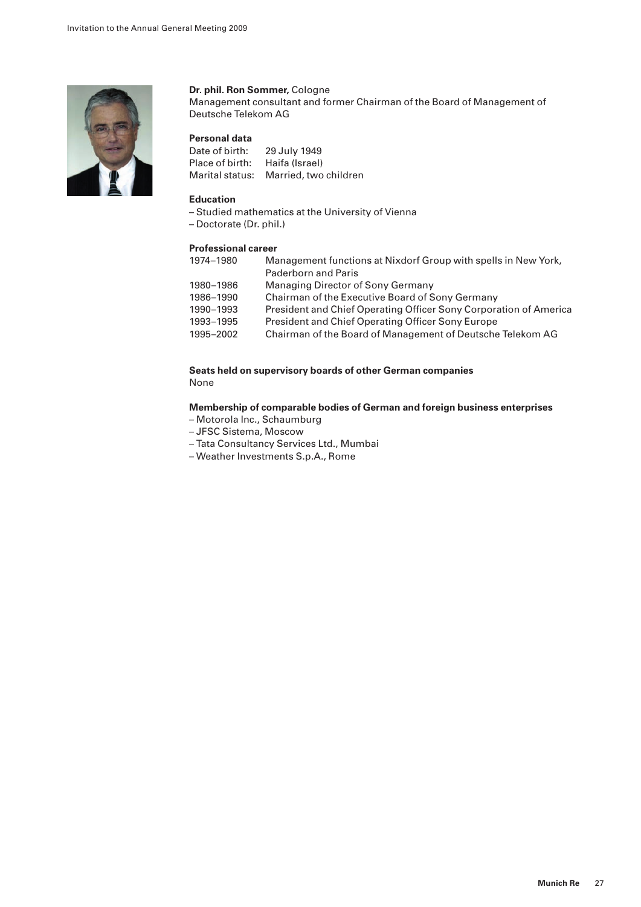**Dr. phil. Ron Sommer,** Cologne
Management consultant and former Chairman of the Board of Management of Deutsche Telekom AG

**Personal data**

| | |
|---|---|
| Date of birth: | 29 July 1949 |
| Place of birth: | Haifa (Israel) |
| Marital status: | Married, two children |

**Education**

– Studied mathematics at the University of Vienna
– Doctorate (Dr. phil.)

**Professional career**

| | |
|---|---|
| 1974–1980 | Management functions at Nixdorf Group with spells in New York, Paderborn and Paris |
| 1980–1986 | Managing Director of Sony Germany |
| 1986–1990 | Chairman of the Executive Board of Sony Germany |
| 1990–1993 | President and Chief Operating Officer Sony Corporation of America |
| 1993–1995 | President and Chief Operating Officer Sony Europe |
| 1995–2002 | Chairman of the Board of Management of Deutsche Telekom AG |

**Seats held on supervisory boards of other German companies**
None

**Membership of comparable bodies of German and foreign business enterprises**

– Motorola Inc., Schaumburg
– JFSC Sistema, Moscow
– Tata Consultancy Services Ltd., Mumbai
– Weather Investments S.p.A., Rome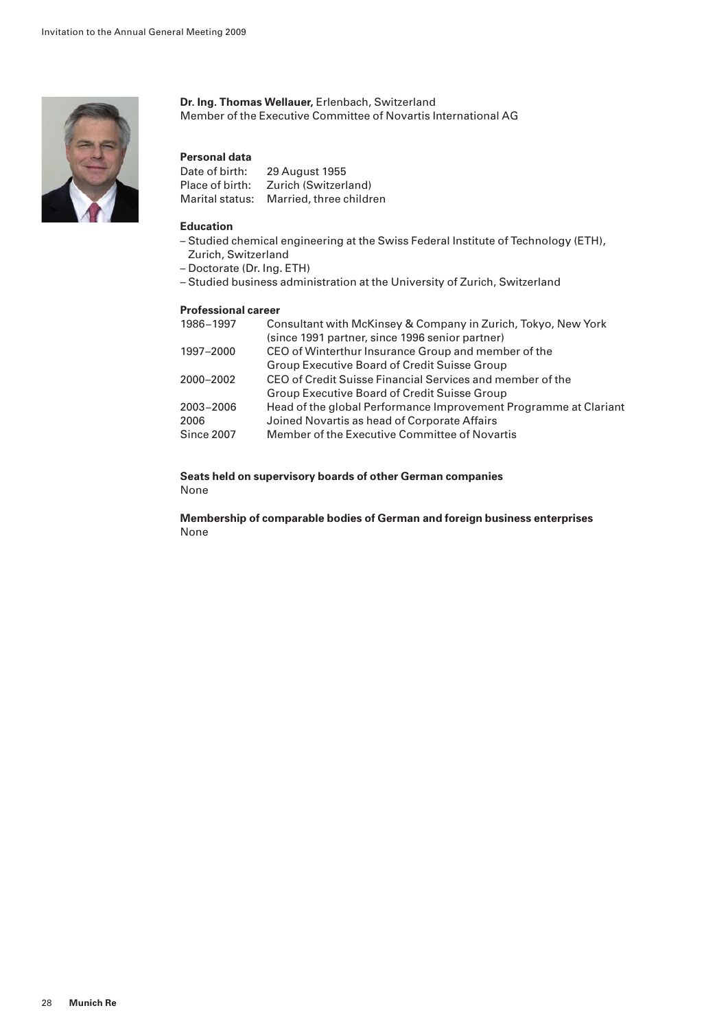**Dr. Ing. Thomas Wellauer,** Erlenbach, Switzerland
Member of the Executive Committee of Novartis International AG

**Personal data**

Date of birth: 29 August 1955
Place of birth: Zurich (Switzerland)
Marital status: Married, three children

**Education**

- Studied chemical engineering at the Swiss Federal Institute of Technology (ETH), Zurich, Switzerland
- Doctorate (Dr. Ing. ETH)
- Studied business administration at the University of Zurich, Switzerland

**Professional career**

| | |
|---|---|
| 1986–1997 | Consultant with McKinsey & Company in Zurich, Tokyo, New York (since 1991 partner, since 1996 senior partner) |
| 1997–2000 | CEO of Winterthur Insurance Group and member of the Group Executive Board of Credit Suisse Group |
| 2000–2002 | CEO of Credit Suisse Financial Services and member of the Group Executive Board of Credit Suisse Group |
| 2003–2006 | Head of the global Performance Improvement Programme at Clariant |
| 2006 | Joined Novartis as head of Corporate Affairs |
| Since 2007 | Member of the Executive Committee of Novartis |

**Seats held on supervisory boards of other German companies**
None

**Membership of comparable bodies of German and foreign business enterprises**
None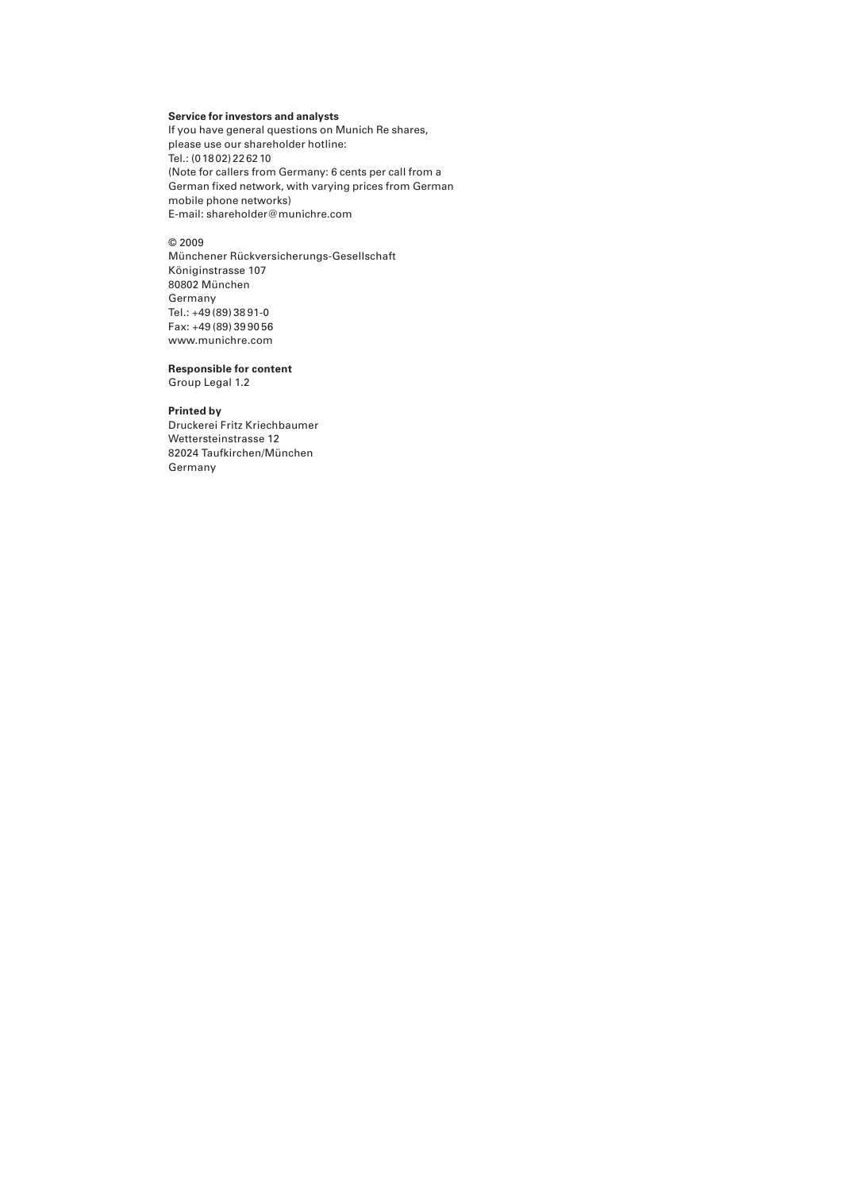**Service for investors and analysts**
If you have general questions on Munich Re shares, please use our shareholder hotline:
Tel.: (0 18 02) 22 62 10
(Note for callers from Germany: 6 cents per call from a German fixed network, with varying prices from German mobile phone networks)
E-mail: shareholder@munichre.com

© 2009
Münchener Rückversicherungs-Gesellschaft
Königinstrasse 107
80802 München
Germany
Tel.: +49 (89) 38 91-0
Fax: +49 (89) 39 90 56
www.munichre.com

**Responsible for content**
Group Legal 1.2

**Printed by**
Druckerei Fritz Kriechbaumer
Wettersteinstrasse 12
82024 Taufkirchen/München
Germany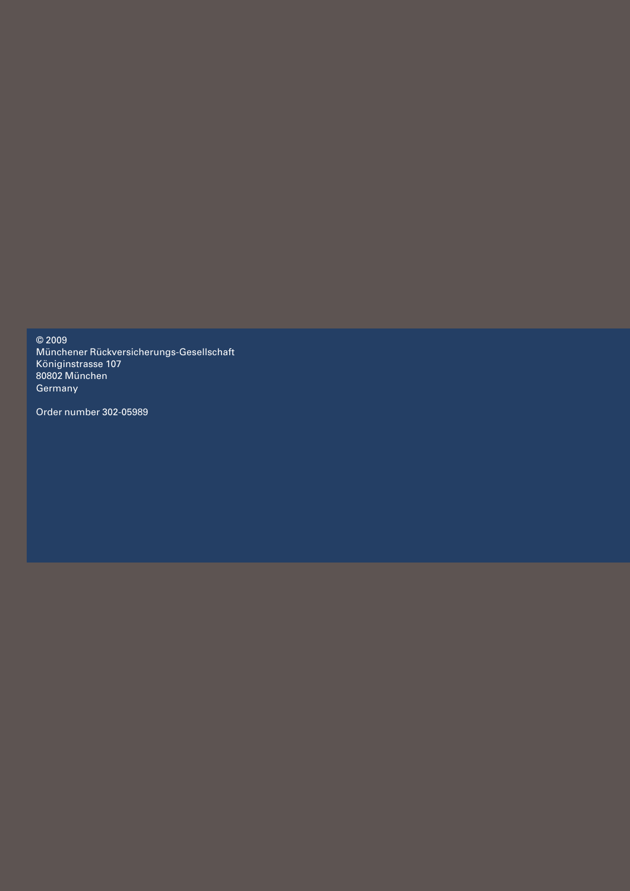© 2009
Münchener Rückversicherungs-Gesellschaft
Königinstrasse 107
80802 München
Germany

Order number 302-05989